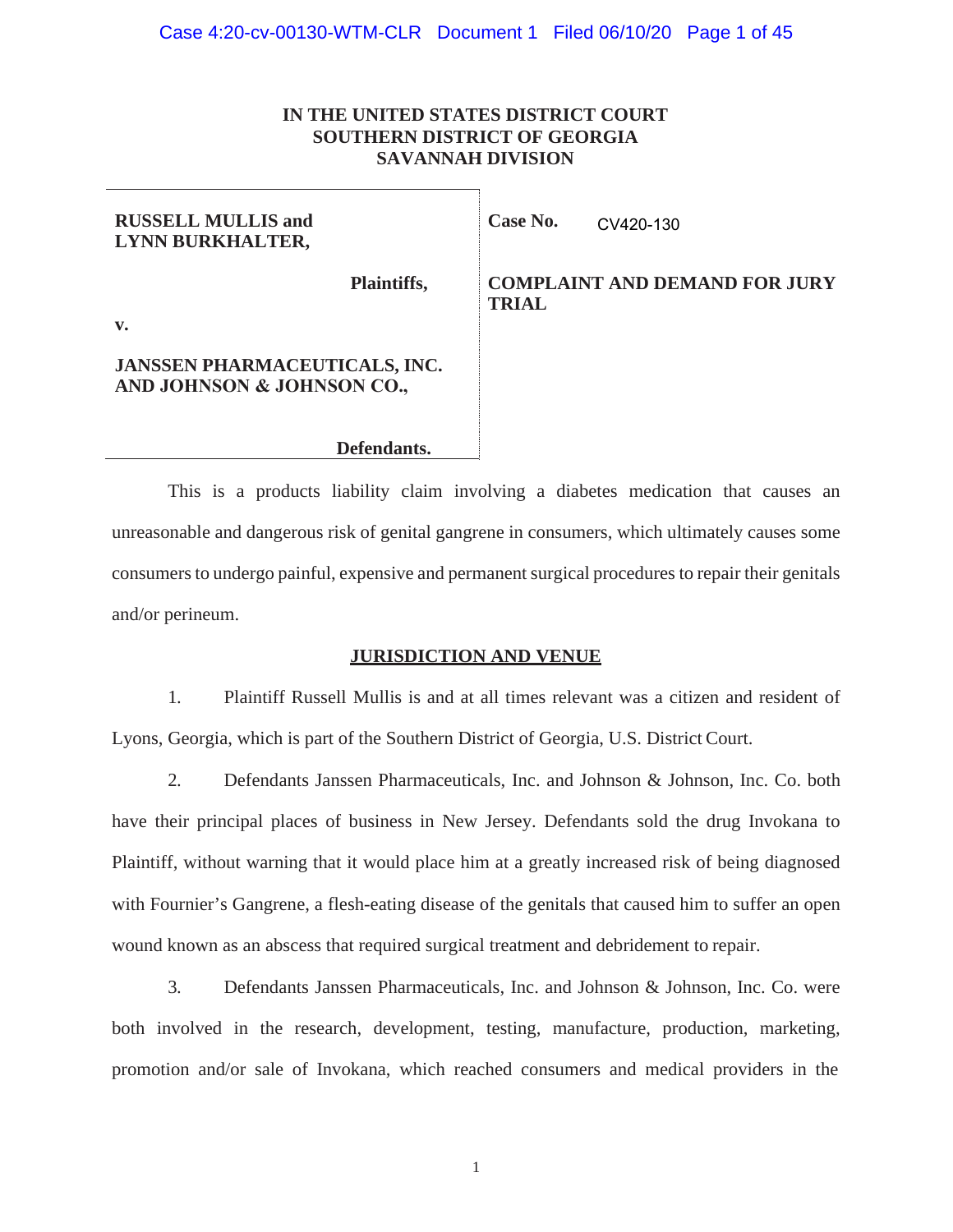**IN THE UNITED STATES DISTRICT COURT**
**SOUTHERN DISTRICT OF GEORGIA**
**SAVANNAH DIVISION**

| | |
|---|---|
| **RUSSELL MULLIS and LYNN BURKHALTER,** | **Case No.** CV420-130 |
| **Plaintiffs,** | **COMPLAINT AND DEMAND FOR JURY TRIAL** |
| **v.** | |
| **JANSSEN PHARMACEUTICALS, INC. AND JOHNSON & JOHNSON CO.,** | |
| **Defendants.** | |

This is a products liability claim involving a diabetes medication that causes an unreasonable and dangerous risk of genital gangrene in consumers, which ultimately causes some consumers to undergo painful, expensive and permanent surgical procedures to repair their genitals and/or perineum.

## JURISDICTION AND VENUE

1. Plaintiff Russell Mullis is and at all times relevant was a citizen and resident of Lyons, Georgia, which is part of the Southern District of Georgia, U.S. District Court.

2. Defendants Janssen Pharmaceuticals, Inc. and Johnson & Johnson, Inc. Co. both have their principal places of business in New Jersey. Defendants sold the drug Invokana to Plaintiff, without warning that it would place him at a greatly increased risk of being diagnosed with Fournier's Gangrene, a flesh-eating disease of the genitals that caused him to suffer an open wound known as an abscess that required surgical treatment and debridement to repair.

3. Defendants Janssen Pharmaceuticals, Inc. and Johnson & Johnson, Inc. Co. were both involved in the research, development, testing, manufacture, production, marketing, promotion and/or sale of Invokana, which reached consumers and medical providers in the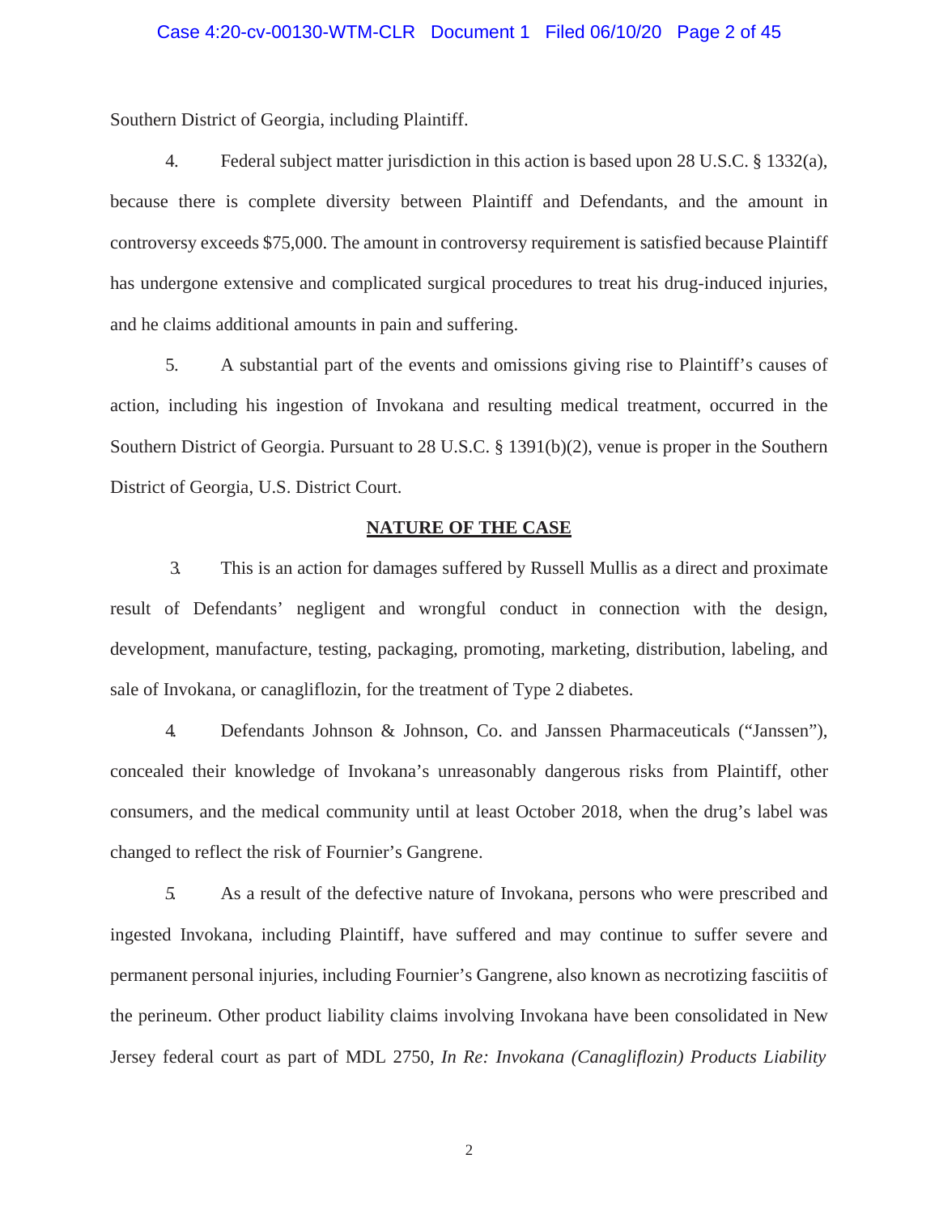Southern District of Georgia, including Plaintiff.

4. Federal subject matter jurisdiction in this action is based upon 28 U.S.C. § 1332(a), because there is complete diversity between Plaintiff and Defendants, and the amount in controversy exceeds $75,000. The amount in controversy requirement is satisfied because Plaintiff has undergone extensive and complicated surgical procedures to treat his drug-induced injuries, and he claims additional amounts in pain and suffering.

5. A substantial part of the events and omissions giving rise to Plaintiff's causes of action, including his ingestion of Invokana and resulting medical treatment, occurred in the Southern District of Georgia. Pursuant to 28 U.S.C. § 1391(b)(2), venue is proper in the Southern District of Georgia, U.S. District Court.

## NATURE OF THE CASE

3. This is an action for damages suffered by Russell Mullis as a direct and proximate result of Defendants' negligent and wrongful conduct in connection with the design, development, manufacture, testing, packaging, promoting, marketing, distribution, labeling, and sale of Invokana, or canagliflozin, for the treatment of Type 2 diabetes.

4. Defendants Johnson & Johnson, Co. and Janssen Pharmaceuticals ("Janssen"), concealed their knowledge of Invokana's unreasonably dangerous risks from Plaintiff, other consumers, and the medical community until at least October 2018, when the drug's label was changed to reflect the risk of Fournier's Gangrene.

5. As a result of the defective nature of Invokana, persons who were prescribed and ingested Invokana, including Plaintiff, have suffered and may continue to suffer severe and permanent personal injuries, including Fournier's Gangrene, also known as necrotizing fasciitis of the perineum. Other product liability claims involving Invokana have been consolidated in New Jersey federal court as part of MDL 2750, *In Re: Invokana (Canagliflozin) Products Liability*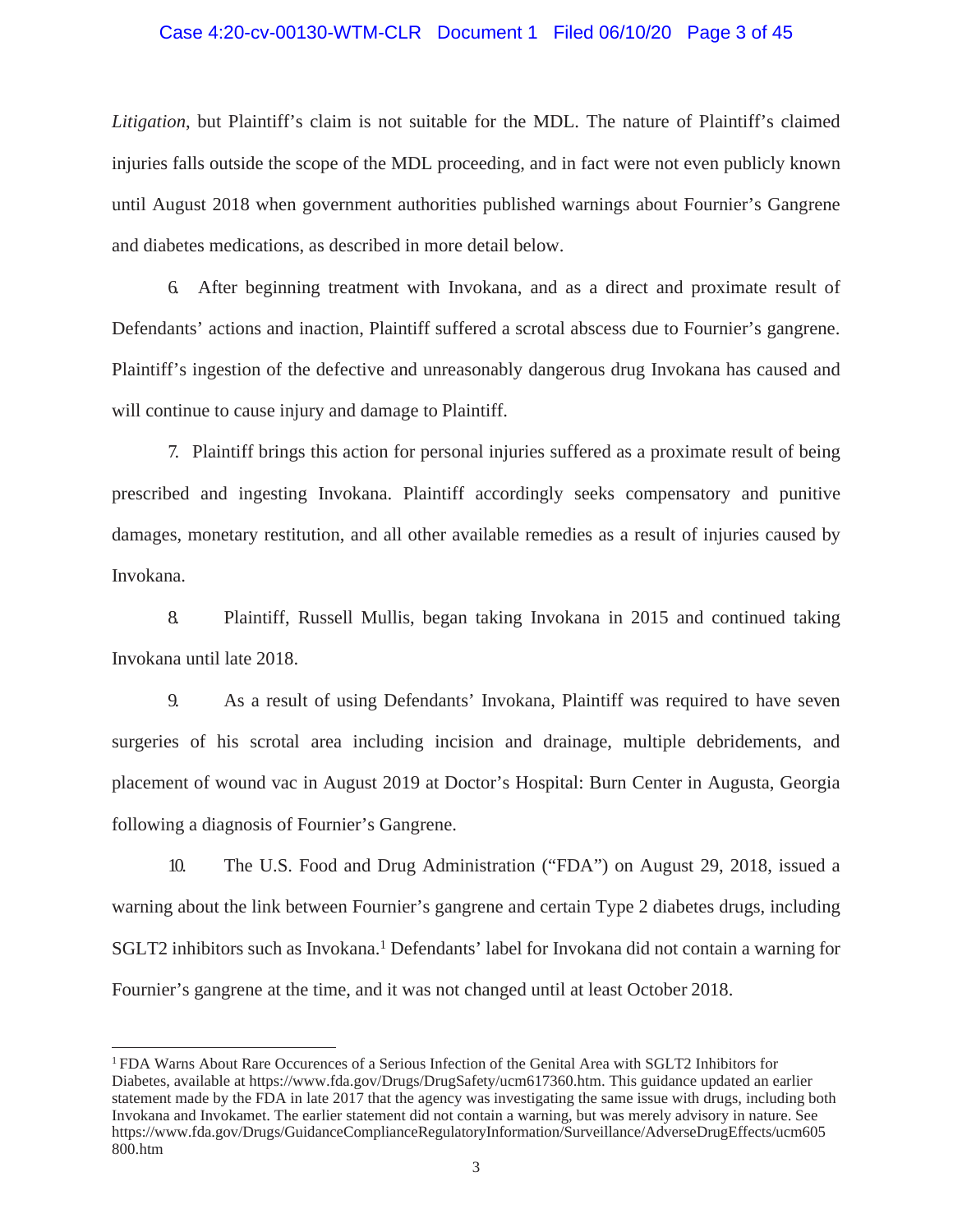*Litigation*, but Plaintiff's claim is not suitable for the MDL. The nature of Plaintiff's claimed injuries falls outside the scope of the MDL proceeding, and in fact were not even publicly known until August 2018 when government authorities published warnings about Fournier's Gangrene and diabetes medications, as described in more detail below.

6. After beginning treatment with Invokana, and as a direct and proximate result of Defendants' actions and inaction, Plaintiff suffered a scrotal abscess due to Fournier's gangrene. Plaintiff's ingestion of the defective and unreasonably dangerous drug Invokana has caused and will continue to cause injury and damage to Plaintiff.

7. Plaintiff brings this action for personal injuries suffered as a proximate result of being prescribed and ingesting Invokana. Plaintiff accordingly seeks compensatory and punitive damages, monetary restitution, and all other available remedies as a result of injuries caused by Invokana.

8. Plaintiff, Russell Mullis, began taking Invokana in 2015 and continued taking Invokana until late 2018.

9. As a result of using Defendants' Invokana, Plaintiff was required to have seven surgeries of his scrotal area including incision and drainage, multiple debridements, and placement of wound vac in August 2019 at Doctor's Hospital: Burn Center in Augusta, Georgia following a diagnosis of Fournier's Gangrene.

10. The U.S. Food and Drug Administration ("FDA") on August 29, 2018, issued a warning about the link between Fournier's gangrene and certain Type 2 diabetes drugs, including SGLT2 inhibitors such as Invokana.[1] Defendants' label for Invokana did not contain a warning for Fournier's gangrene at the time, and it was not changed until at least October 2018.

---

[1] FDA Warns About Rare Occurences of a Serious Infection of the Genital Area with SGLT2 Inhibitors for Diabetes, available at https://www.fda.gov/Drugs/DrugSafety/ucm617360.htm. This guidance updated an earlier statement made by the FDA in late 2017 that the agency was investigating the same issue with drugs, including both Invokana and Invokamet. The earlier statement did not contain a warning, but was merely advisory in nature. See https://www.fda.gov/Drugs/GuidanceComplianceRegulatoryInformation/Surveillance/AdverseDrugEffects/ucm605800.htm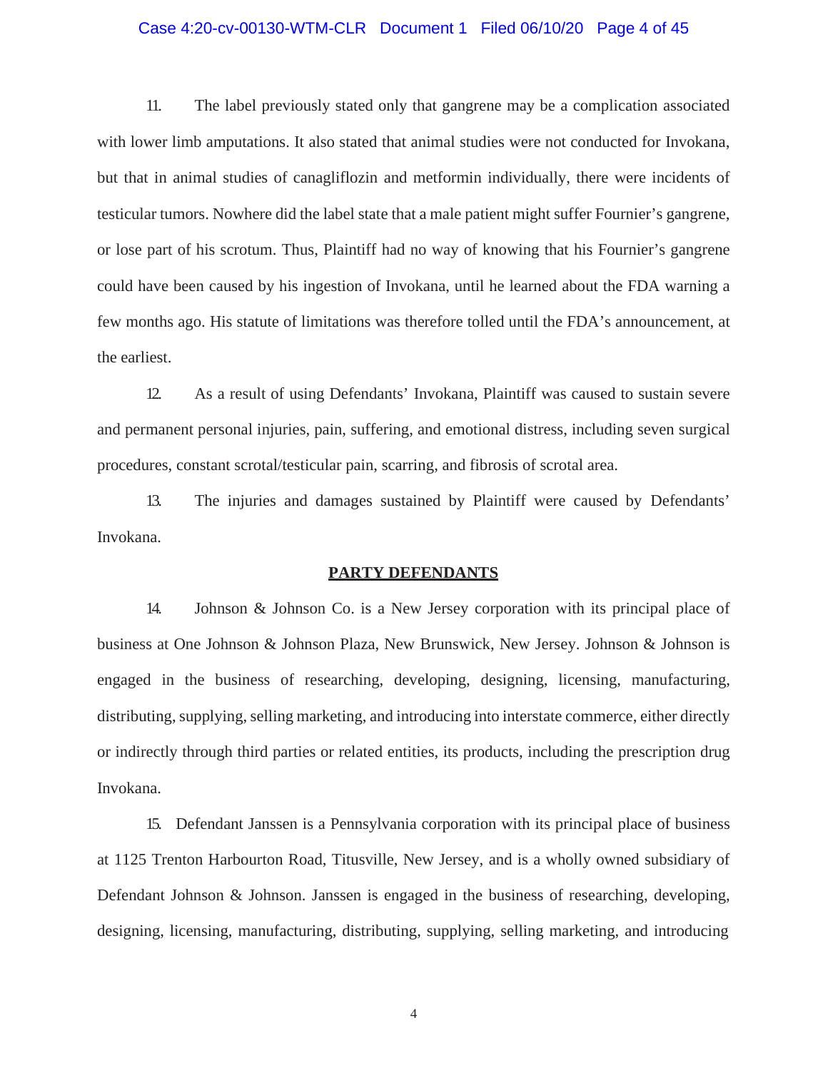11. The label previously stated only that gangrene may be a complication associated with lower limb amputations. It also stated that animal studies were not conducted for Invokana, but that in animal studies of canagliflozin and metformin individually, there were incidents of testicular tumors. Nowhere did the label state that a male patient might suffer Fournier's gangrene, or lose part of his scrotum. Thus, Plaintiff had no way of knowing that his Fournier's gangrene could have been caused by his ingestion of Invokana, until he learned about the FDA warning a few months ago. His statute of limitations was therefore tolled until the FDA's announcement, at the earliest.

12. As a result of using Defendants' Invokana, Plaintiff was caused to sustain severe and permanent personal injuries, pain, suffering, and emotional distress, including seven surgical procedures, constant scrotal/testicular pain, scarring, and fibrosis of scrotal area.

13. The injuries and damages sustained by Plaintiff were caused by Defendants' Invokana.

## PARTY DEFENDANTS

14. Johnson & Johnson Co. is a New Jersey corporation with its principal place of business at One Johnson & Johnson Plaza, New Brunswick, New Jersey. Johnson & Johnson is engaged in the business of researching, developing, designing, licensing, manufacturing, distributing, supplying, selling marketing, and introducing into interstate commerce, either directly or indirectly through third parties or related entities, its products, including the prescription drug Invokana.

15. Defendant Janssen is a Pennsylvania corporation with its principal place of business at 1125 Trenton Harbourton Road, Titusville, New Jersey, and is a wholly owned subsidiary of Defendant Johnson & Johnson. Janssen is engaged in the business of researching, developing, designing, licensing, manufacturing, distributing, supplying, selling marketing, and introducing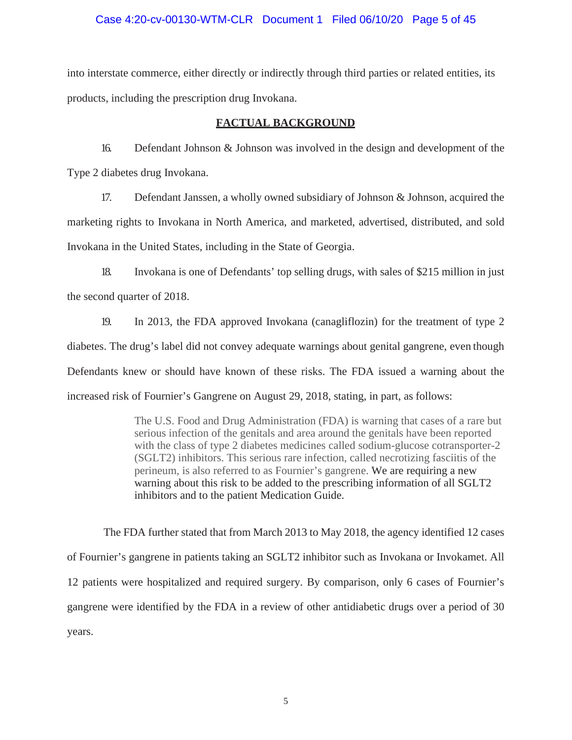into interstate commerce, either directly or indirectly through third parties or related entities, its products, including the prescription drug Invokana.

## FACTUAL BACKGROUND

16. Defendant Johnson & Johnson was involved in the design and development of the Type 2 diabetes drug Invokana.

17. Defendant Janssen, a wholly owned subsidiary of Johnson & Johnson, acquired the marketing rights to Invokana in North America, and marketed, advertised, distributed, and sold Invokana in the United States, including in the State of Georgia.

18. Invokana is one of Defendants' top selling drugs, with sales of $215 million in just the second quarter of 2018.

19. In 2013, the FDA approved Invokana (canagliflozin) for the treatment of type 2 diabetes. The drug's label did not convey adequate warnings about genital gangrene, even though Defendants knew or should have known of these risks. The FDA issued a warning about the increased risk of Fournier's Gangrene on August 29, 2018, stating, in part, as follows:

> The U.S. Food and Drug Administration (FDA) is warning that cases of a rare but serious infection of the genitals and area around the genitals have been reported with the class of type 2 diabetes medicines called sodium-glucose cotransporter-2 (SGLT2) inhibitors. This serious rare infection, called necrotizing fasciitis of the perineum, is also referred to as Fournier's gangrene. We are requiring a new warning about this risk to be added to the prescribing information of all SGLT2 inhibitors and to the patient Medication Guide.

The FDA further stated that from March 2013 to May 2018, the agency identified 12 cases of Fournier's gangrene in patients taking an SGLT2 inhibitor such as Invokana or Invokamet. All 12 patients were hospitalized and required surgery. By comparison, only 6 cases of Fournier's gangrene were identified by the FDA in a review of other antidiabetic drugs over a period of 30 years.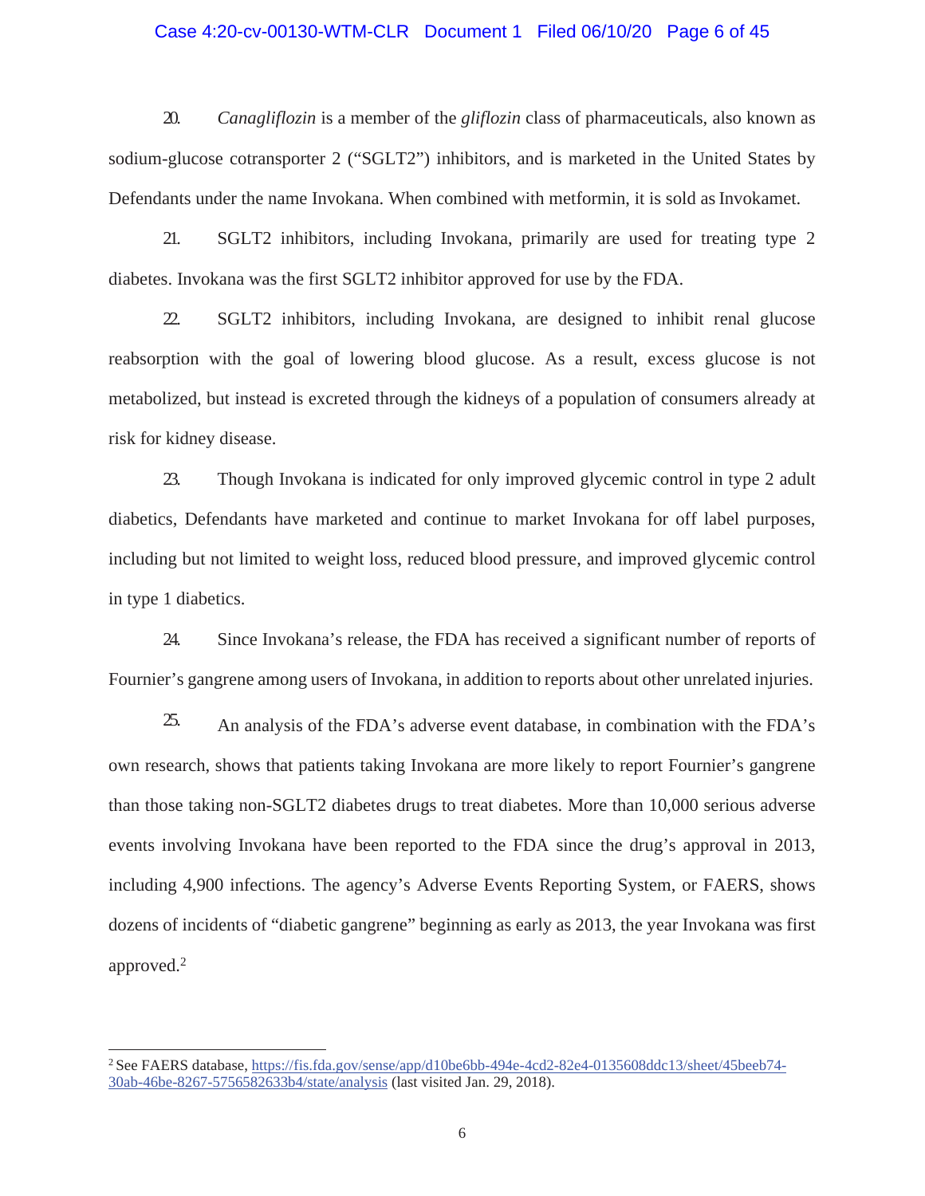20. *Canagliflozin* is a member of the *gliflozin* class of pharmaceuticals, also known as sodium-glucose cotransporter 2 ("SGLT2") inhibitors, and is marketed in the United States by Defendants under the name Invokana. When combined with metformin, it is sold as Invokamet.

21. SGLT2 inhibitors, including Invokana, primarily are used for treating type 2 diabetes. Invokana was the first SGLT2 inhibitor approved for use by the FDA.

22. SGLT2 inhibitors, including Invokana, are designed to inhibit renal glucose reabsorption with the goal of lowering blood glucose. As a result, excess glucose is not metabolized, but instead is excreted through the kidneys of a population of consumers already at risk for kidney disease.

23. Though Invokana is indicated for only improved glycemic control in type 2 adult diabetics, Defendants have marketed and continue to market Invokana for off label purposes, including but not limited to weight loss, reduced blood pressure, and improved glycemic control in type 1 diabetics.

24. Since Invokana's release, the FDA has received a significant number of reports of Fournier's gangrene among users of Invokana, in addition to reports about other unrelated injuries.

25. An analysis of the FDA's adverse event database, in combination with the FDA's own research, shows that patients taking Invokana are more likely to report Fournier's gangrene than those taking non-SGLT2 diabetes drugs to treat diabetes. More than 10,000 serious adverse events involving Invokana have been reported to the FDA since the drug's approval in 2013, including 4,900 infections. The agency's Adverse Events Reporting System, or FAERS, shows dozens of incidents of "diabetic gangrene" beginning as early as 2013, the year Invokana was first approved.[2]

---

[2] See FAERS database, https://fis.fda.gov/sense/app/d10be6bb-494e-4cd2-82e4-0135608ddc13/sheet/45beeb74-30ab-46be-8267-5756582633b4/state/analysis (last visited Jan. 29, 2018).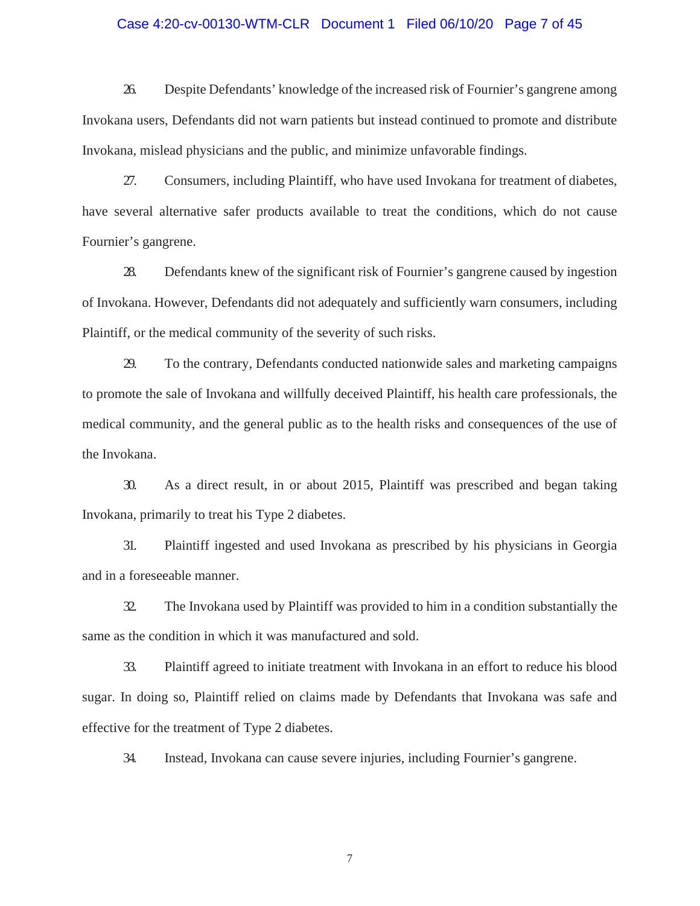26. Despite Defendants' knowledge of the increased risk of Fournier's gangrene among Invokana users, Defendants did not warn patients but instead continued to promote and distribute Invokana, mislead physicians and the public, and minimize unfavorable findings.

27. Consumers, including Plaintiff, who have used Invokana for treatment of diabetes, have several alternative safer products available to treat the conditions, which do not cause Fournier's gangrene.

28. Defendants knew of the significant risk of Fournier's gangrene caused by ingestion of Invokana. However, Defendants did not adequately and sufficiently warn consumers, including Plaintiff, or the medical community of the severity of such risks.

29. To the contrary, Defendants conducted nationwide sales and marketing campaigns to promote the sale of Invokana and willfully deceived Plaintiff, his health care professionals, the medical community, and the general public as to the health risks and consequences of the use of the Invokana.

30. As a direct result, in or about 2015, Plaintiff was prescribed and began taking Invokana, primarily to treat his Type 2 diabetes.

31. Plaintiff ingested and used Invokana as prescribed by his physicians in Georgia and in a foreseeable manner.

32. The Invokana used by Plaintiff was provided to him in a condition substantially the same as the condition in which it was manufactured and sold.

33. Plaintiff agreed to initiate treatment with Invokana in an effort to reduce his blood sugar. In doing so, Plaintiff relied on claims made by Defendants that Invokana was safe and effective for the treatment of Type 2 diabetes.

34. Instead, Invokana can cause severe injuries, including Fournier's gangrene.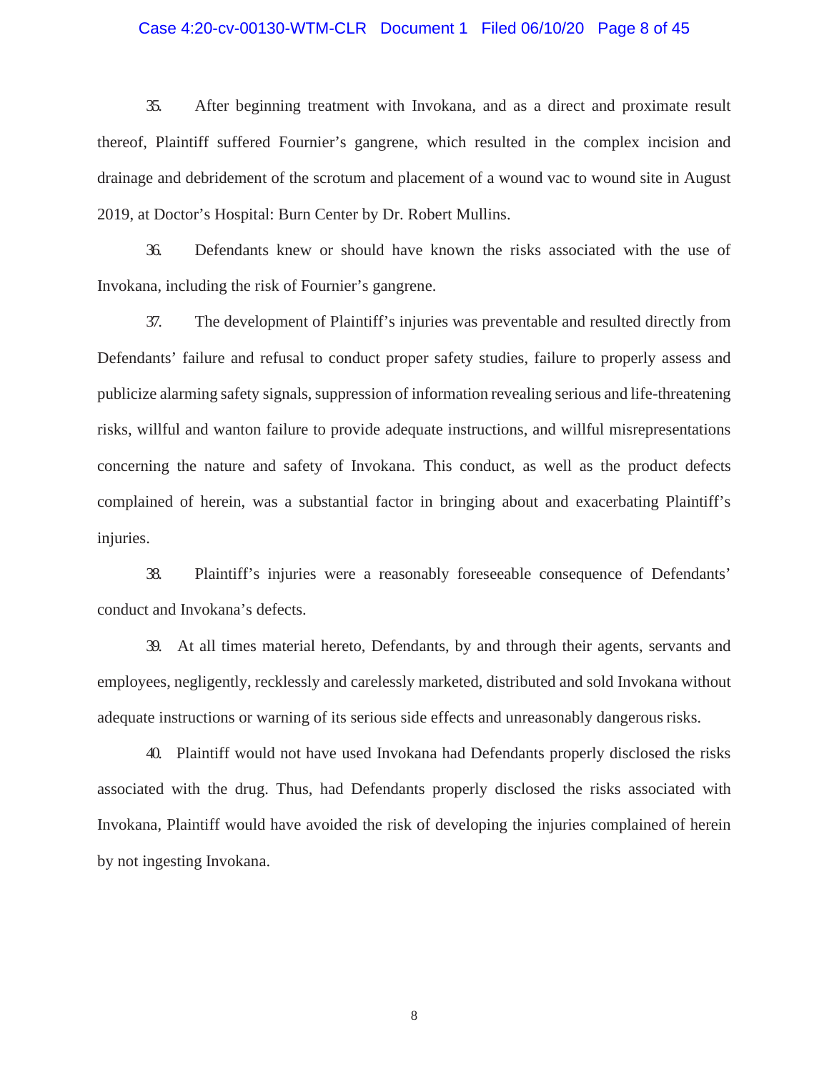35. After beginning treatment with Invokana, and as a direct and proximate result thereof, Plaintiff suffered Fournier's gangrene, which resulted in the complex incision and drainage and debridement of the scrotum and placement of a wound vac to wound site in August 2019, at Doctor's Hospital: Burn Center by Dr. Robert Mullins.

36. Defendants knew or should have known the risks associated with the use of Invokana, including the risk of Fournier's gangrene.

37. The development of Plaintiff's injuries was preventable and resulted directly from Defendants' failure and refusal to conduct proper safety studies, failure to properly assess and publicize alarming safety signals, suppression of information revealing serious and life-threatening risks, willful and wanton failure to provide adequate instructions, and willful misrepresentations concerning the nature and safety of Invokana. This conduct, as well as the product defects complained of herein, was a substantial factor in bringing about and exacerbating Plaintiff's injuries.

38. Plaintiff's injuries were a reasonably foreseeable consequence of Defendants' conduct and Invokana's defects.

39. At all times material hereto, Defendants, by and through their agents, servants and employees, negligently, recklessly and carelessly marketed, distributed and sold Invokana without adequate instructions or warning of its serious side effects and unreasonably dangerous risks.

40. Plaintiff would not have used Invokana had Defendants properly disclosed the risks associated with the drug. Thus, had Defendants properly disclosed the risks associated with Invokana, Plaintiff would have avoided the risk of developing the injuries complained of herein by not ingesting Invokana.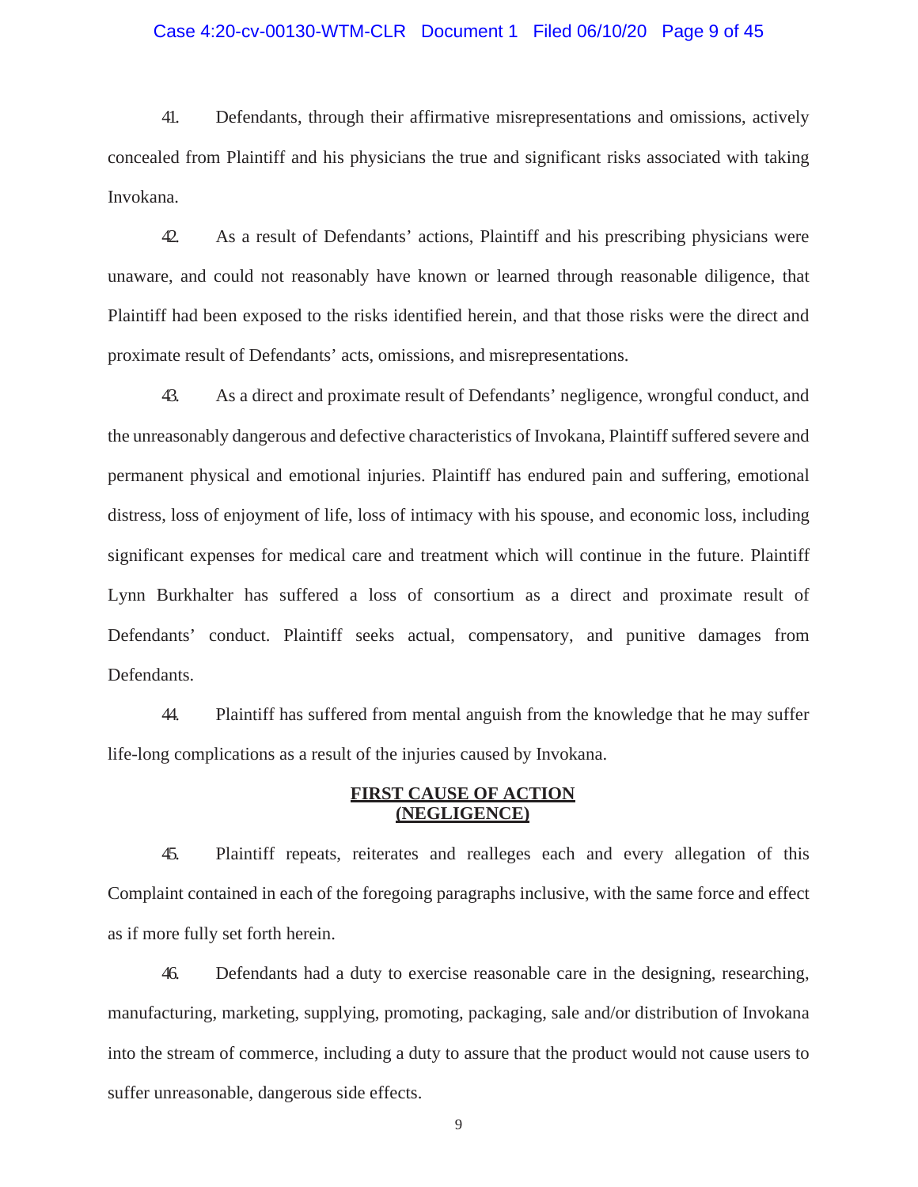41. Defendants, through their affirmative misrepresentations and omissions, actively concealed from Plaintiff and his physicians the true and significant risks associated with taking Invokana.

42. As a result of Defendants' actions, Plaintiff and his prescribing physicians were unaware, and could not reasonably have known or learned through reasonable diligence, that Plaintiff had been exposed to the risks identified herein, and that those risks were the direct and proximate result of Defendants' acts, omissions, and misrepresentations.

43. As a direct and proximate result of Defendants' negligence, wrongful conduct, and the unreasonably dangerous and defective characteristics of Invokana, Plaintiff suffered severe and permanent physical and emotional injuries. Plaintiff has endured pain and suffering, emotional distress, loss of enjoyment of life, loss of intimacy with his spouse, and economic loss, including significant expenses for medical care and treatment which will continue in the future. Plaintiff Lynn Burkhalter has suffered a loss of consortium as a direct and proximate result of Defendants' conduct. Plaintiff seeks actual, compensatory, and punitive damages from Defendants.

44. Plaintiff has suffered from mental anguish from the knowledge that he may suffer life-long complications as a result of the injuries caused by Invokana.

## FIRST CAUSE OF ACTION
## (NEGLIGENCE)

45. Plaintiff repeats, reiterates and realleges each and every allegation of this Complaint contained in each of the foregoing paragraphs inclusive, with the same force and effect as if more fully set forth herein.

46. Defendants had a duty to exercise reasonable care in the designing, researching, manufacturing, marketing, supplying, promoting, packaging, sale and/or distribution of Invokana into the stream of commerce, including a duty to assure that the product would not cause users to suffer unreasonable, dangerous side effects.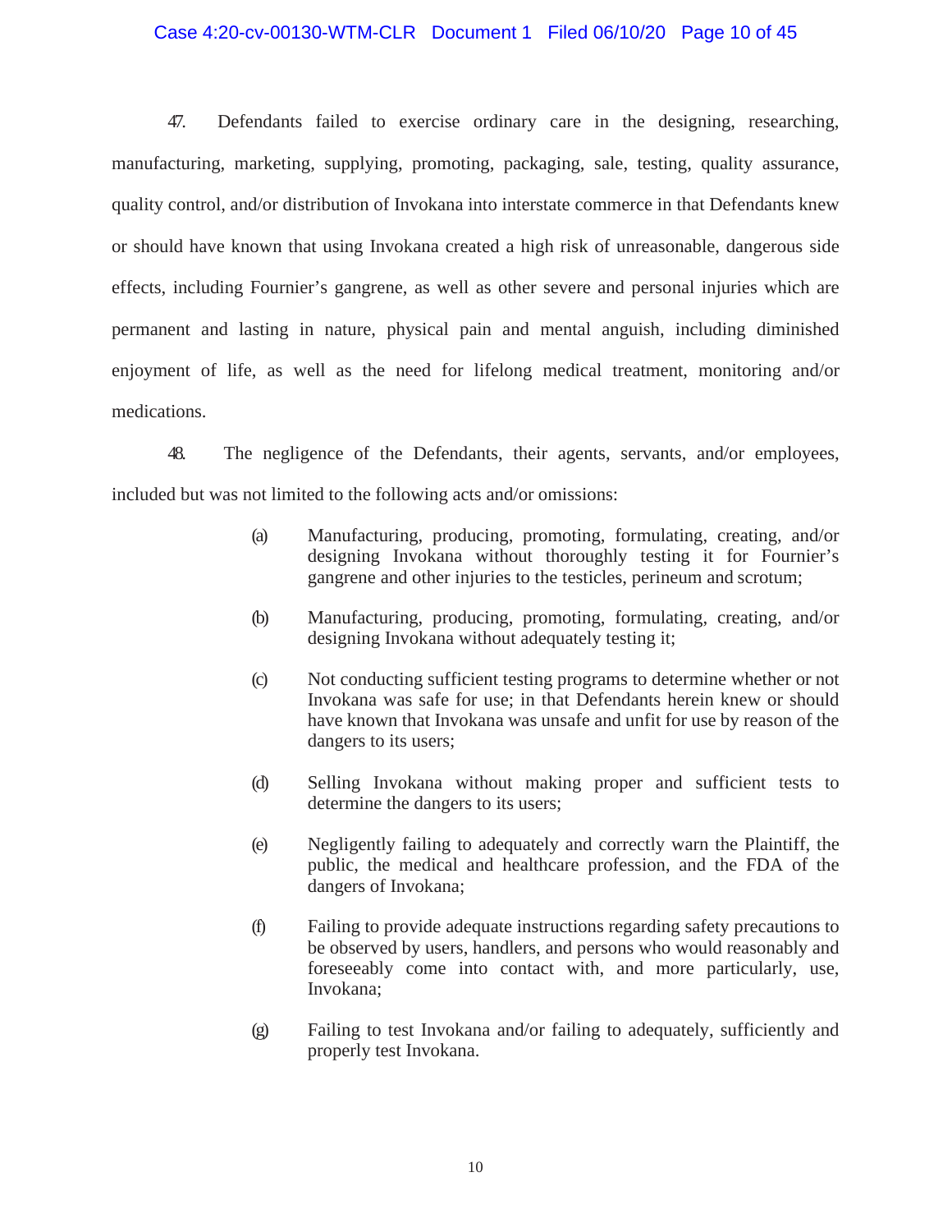47. Defendants failed to exercise ordinary care in the designing, researching, manufacturing, marketing, supplying, promoting, packaging, sale, testing, quality assurance, quality control, and/or distribution of Invokana into interstate commerce in that Defendants knew or should have known that using Invokana created a high risk of unreasonable, dangerous side effects, including Fournier's gangrene, as well as other severe and personal injuries which are permanent and lasting in nature, physical pain and mental anguish, including diminished enjoyment of life, as well as the need for lifelong medical treatment, monitoring and/or medications.

48. The negligence of the Defendants, their agents, servants, and/or employees, included but was not limited to the following acts and/or omissions:

(a) Manufacturing, producing, promoting, formulating, creating, and/or designing Invokana without thoroughly testing it for Fournier's gangrene and other injuries to the testicles, perineum and scrotum;

(b) Manufacturing, producing, promoting, formulating, creating, and/or designing Invokana without adequately testing it;

(c) Not conducting sufficient testing programs to determine whether or not Invokana was safe for use; in that Defendants herein knew or should have known that Invokana was unsafe and unfit for use by reason of the dangers to its users;

(d) Selling Invokana without making proper and sufficient tests to determine the dangers to its users;

(e) Negligently failing to adequately and correctly warn the Plaintiff, the public, the medical and healthcare profession, and the FDA of the dangers of Invokana;

(f) Failing to provide adequate instructions regarding safety precautions to be observed by users, handlers, and persons who would reasonably and foreseeably come into contact with, and more particularly, use, Invokana;

(g) Failing to test Invokana and/or failing to adequately, sufficiently and properly test Invokana.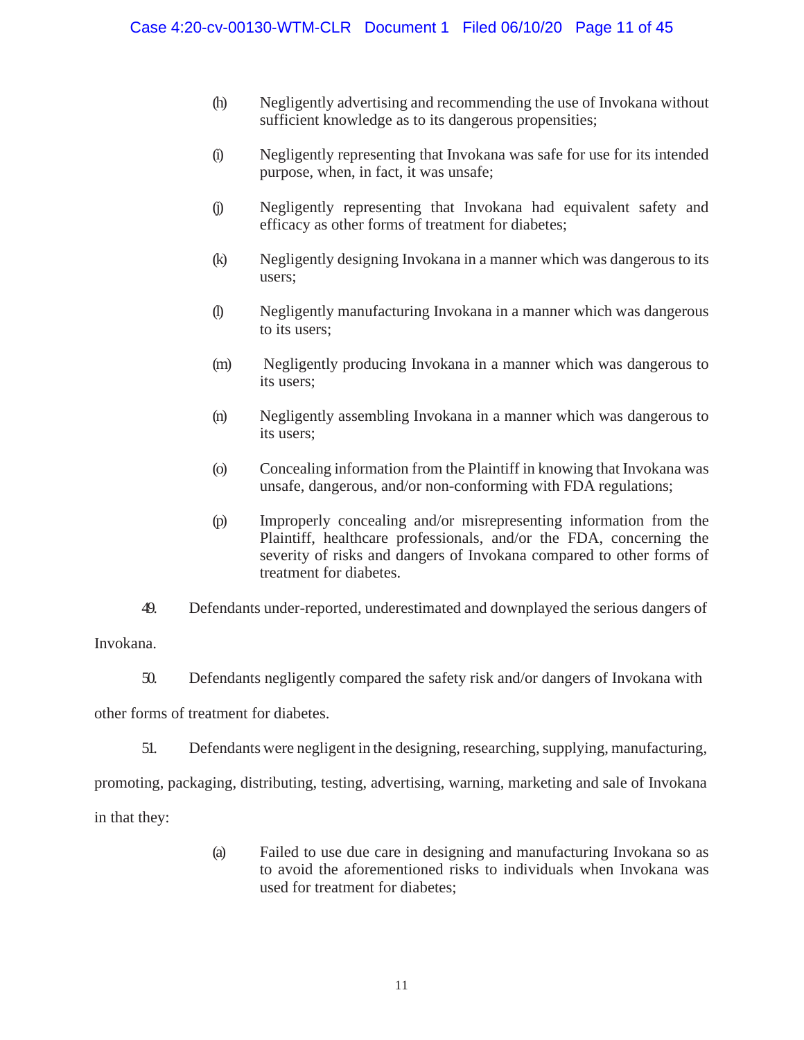(h) Negligently advertising and recommending the use of Invokana without sufficient knowledge as to its dangerous propensities;

(i) Negligently representing that Invokana was safe for use for its intended purpose, when, in fact, it was unsafe;

(j) Negligently representing that Invokana had equivalent safety and efficacy as other forms of treatment for diabetes;

(k) Negligently designing Invokana in a manner which was dangerous to its users;

(l) Negligently manufacturing Invokana in a manner which was dangerous to its users;

(m) Negligently producing Invokana in a manner which was dangerous to its users;

(n) Negligently assembling Invokana in a manner which was dangerous to its users;

(o) Concealing information from the Plaintiff in knowing that Invokana was unsafe, dangerous, and/or non-conforming with FDA regulations;

(p) Improperly concealing and/or misrepresenting information from the Plaintiff, healthcare professionals, and/or the FDA, concerning the severity of risks and dangers of Invokana compared to other forms of treatment for diabetes.

49. Defendants under-reported, underestimated and downplayed the serious dangers of Invokana.

50. Defendants negligently compared the safety risk and/or dangers of Invokana with other forms of treatment for diabetes.

51. Defendants were negligent in the designing, researching, supplying, manufacturing, promoting, packaging, distributing, testing, advertising, warning, marketing and sale of Invokana in that they:

(a) Failed to use due care in designing and manufacturing Invokana so as to avoid the aforementioned risks to individuals when Invokana was used for treatment for diabetes;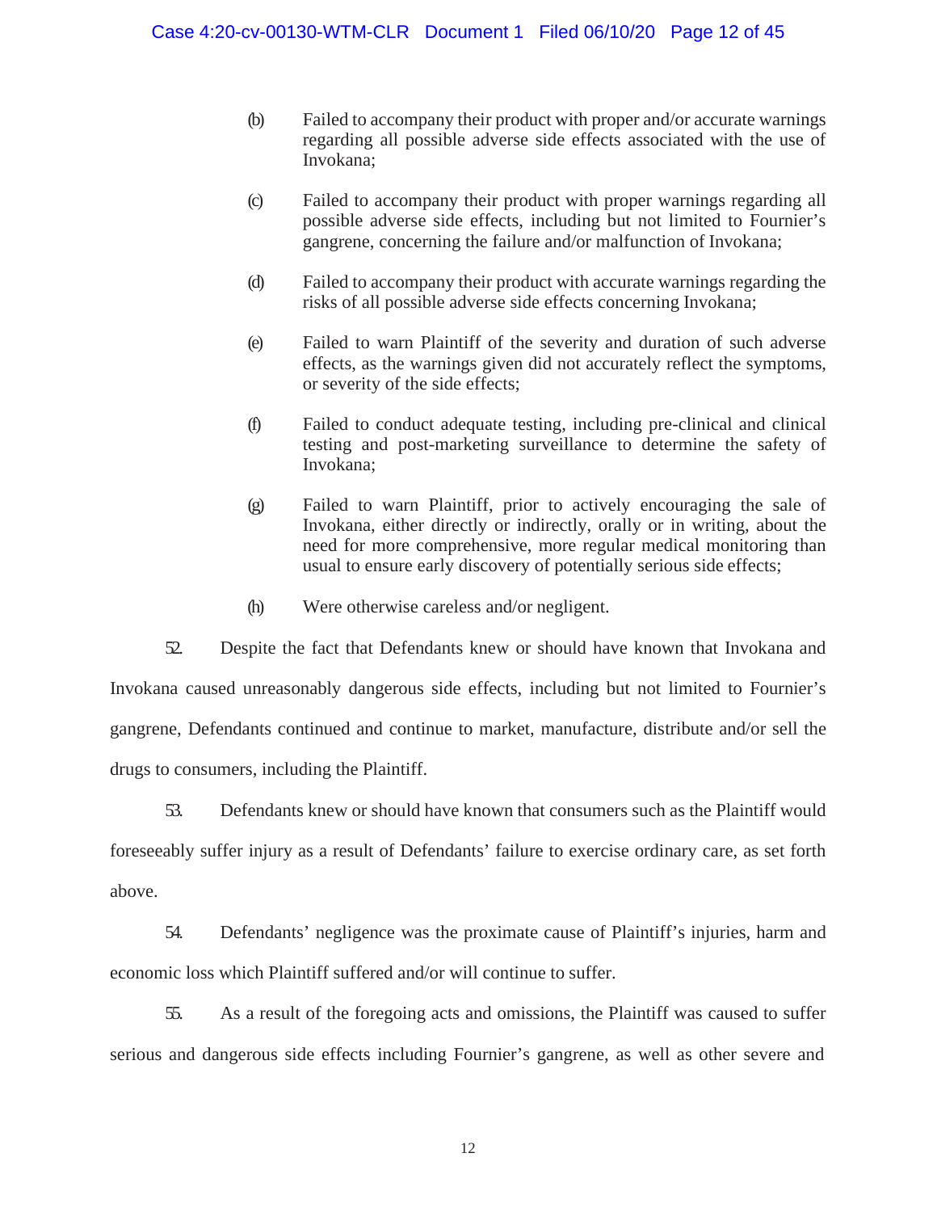(b) Failed to accompany their product with proper and/or accurate warnings regarding all possible adverse side effects associated with the use of Invokana;

(c) Failed to accompany their product with proper warnings regarding all possible adverse side effects, including but not limited to Fournier's gangrene, concerning the failure and/or malfunction of Invokana;

(d) Failed to accompany their product with accurate warnings regarding the risks of all possible adverse side effects concerning Invokana;

(e) Failed to warn Plaintiff of the severity and duration of such adverse effects, as the warnings given did not accurately reflect the symptoms, or severity of the side effects;

(f) Failed to conduct adequate testing, including pre-clinical and clinical testing and post-marketing surveillance to determine the safety of Invokana;

(g) Failed to warn Plaintiff, prior to actively encouraging the sale of Invokana, either directly or indirectly, orally or in writing, about the need for more comprehensive, more regular medical monitoring than usual to ensure early discovery of potentially serious side effects;

(h) Were otherwise careless and/or negligent.

52. Despite the fact that Defendants knew or should have known that Invokana and Invokana caused unreasonably dangerous side effects, including but not limited to Fournier's gangrene, Defendants continued and continue to market, manufacture, distribute and/or sell the drugs to consumers, including the Plaintiff.

53. Defendants knew or should have known that consumers such as the Plaintiff would foreseeably suffer injury as a result of Defendants' failure to exercise ordinary care, as set forth above.

54. Defendants' negligence was the proximate cause of Plaintiff's injuries, harm and economic loss which Plaintiff suffered and/or will continue to suffer.

55. As a result of the foregoing acts and omissions, the Plaintiff was caused to suffer serious and dangerous side effects including Fournier's gangrene, as well as other severe and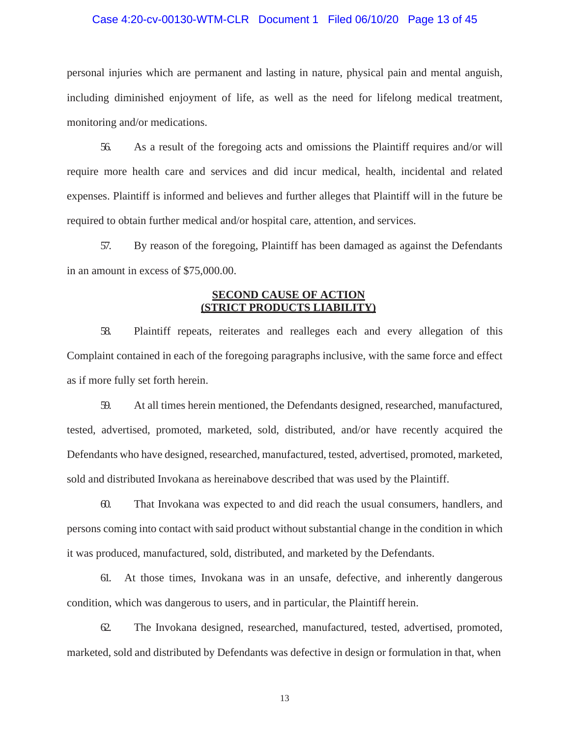personal injuries which are permanent and lasting in nature, physical pain and mental anguish, including diminished enjoyment of life, as well as the need for lifelong medical treatment, monitoring and/or medications.

56. As a result of the foregoing acts and omissions the Plaintiff requires and/or will require more health care and services and did incur medical, health, incidental and related expenses. Plaintiff is informed and believes and further alleges that Plaintiff will in the future be required to obtain further medical and/or hospital care, attention, and services.

57. By reason of the foregoing, Plaintiff has been damaged as against the Defendants in an amount in excess of $75,000.00.

**SECOND CAUSE OF ACTION**
**(STRICT PRODUCTS LIABILITY)**

58. Plaintiff repeats, reiterates and realleges each and every allegation of this Complaint contained in each of the foregoing paragraphs inclusive, with the same force and effect as if more fully set forth herein.

59. At all times herein mentioned, the Defendants designed, researched, manufactured, tested, advertised, promoted, marketed, sold, distributed, and/or have recently acquired the Defendants who have designed, researched, manufactured, tested, advertised, promoted, marketed, sold and distributed Invokana as hereinabove described that was used by the Plaintiff.

60. That Invokana was expected to and did reach the usual consumers, handlers, and persons coming into contact with said product without substantial change in the condition in which it was produced, manufactured, sold, distributed, and marketed by the Defendants.

61. At those times, Invokana was in an unsafe, defective, and inherently dangerous condition, which was dangerous to users, and in particular, the Plaintiff herein.

62. The Invokana designed, researched, manufactured, tested, advertised, promoted, marketed, sold and distributed by Defendants was defective in design or formulation in that, when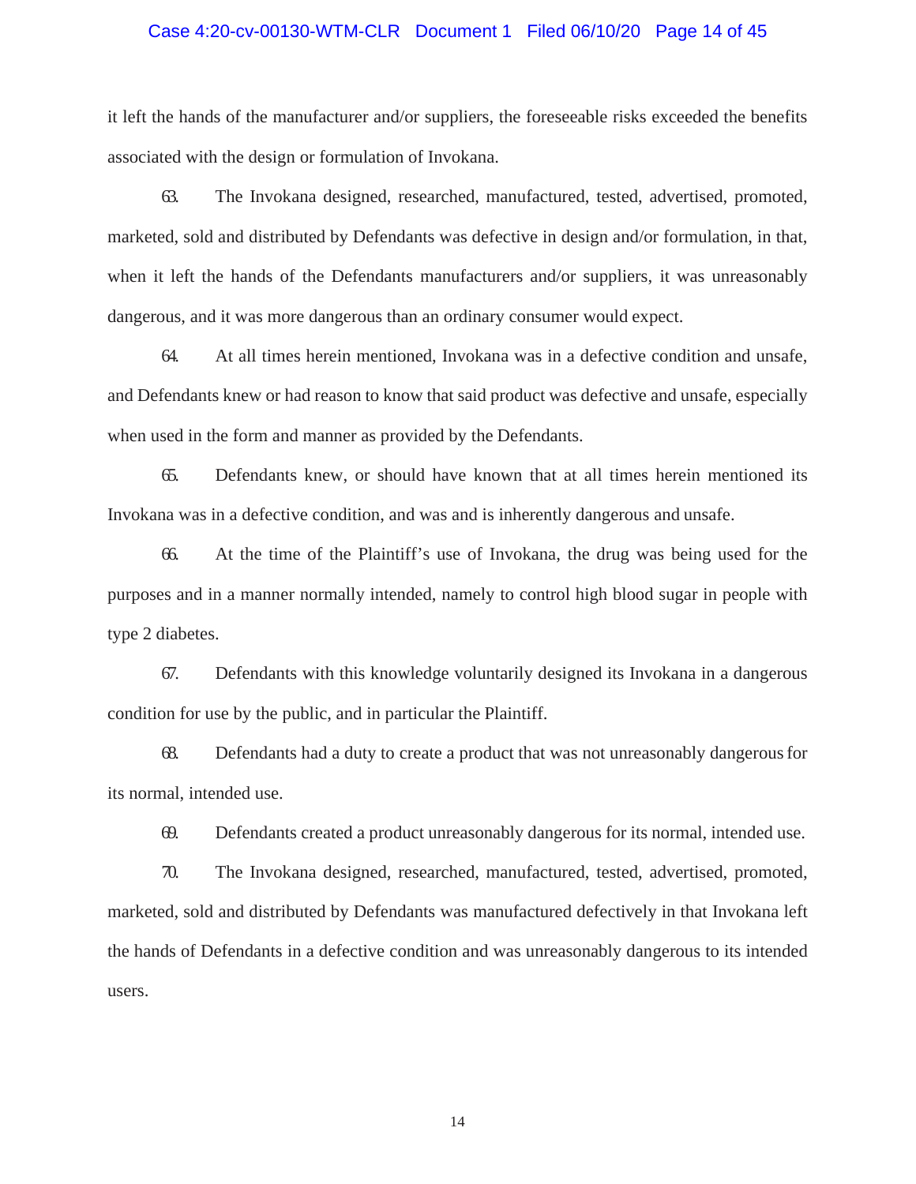it left the hands of the manufacturer and/or suppliers, the foreseeable risks exceeded the benefits associated with the design or formulation of Invokana.

63. The Invokana designed, researched, manufactured, tested, advertised, promoted, marketed, sold and distributed by Defendants was defective in design and/or formulation, in that, when it left the hands of the Defendants manufacturers and/or suppliers, it was unreasonably dangerous, and it was more dangerous than an ordinary consumer would expect.

64. At all times herein mentioned, Invokana was in a defective condition and unsafe, and Defendants knew or had reason to know that said product was defective and unsafe, especially when used in the form and manner as provided by the Defendants.

65. Defendants knew, or should have known that at all times herein mentioned its Invokana was in a defective condition, and was and is inherently dangerous and unsafe.

66. At the time of the Plaintiff's use of Invokana, the drug was being used for the purposes and in a manner normally intended, namely to control high blood sugar in people with type 2 diabetes.

67. Defendants with this knowledge voluntarily designed its Invokana in a dangerous condition for use by the public, and in particular the Plaintiff.

68. Defendants had a duty to create a product that was not unreasonably dangerous for its normal, intended use.

69. Defendants created a product unreasonably dangerous for its normal, intended use.

70. The Invokana designed, researched, manufactured, tested, advertised, promoted, marketed, sold and distributed by Defendants was manufactured defectively in that Invokana left the hands of Defendants in a defective condition and was unreasonably dangerous to its intended users.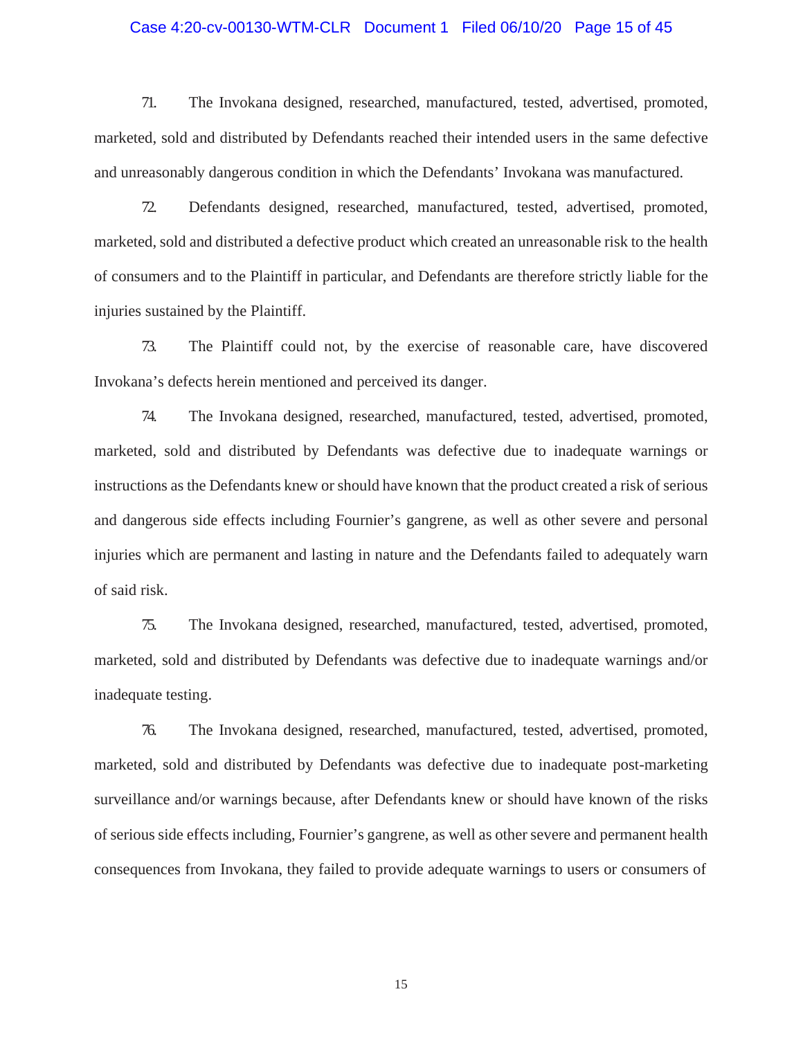71. The Invokana designed, researched, manufactured, tested, advertised, promoted, marketed, sold and distributed by Defendants reached their intended users in the same defective and unreasonably dangerous condition in which the Defendants' Invokana was manufactured.

72. Defendants designed, researched, manufactured, tested, advertised, promoted, marketed, sold and distributed a defective product which created an unreasonable risk to the health of consumers and to the Plaintiff in particular, and Defendants are therefore strictly liable for the injuries sustained by the Plaintiff.

73. The Plaintiff could not, by the exercise of reasonable care, have discovered Invokana's defects herein mentioned and perceived its danger.

74. The Invokana designed, researched, manufactured, tested, advertised, promoted, marketed, sold and distributed by Defendants was defective due to inadequate warnings or instructions as the Defendants knew or should have known that the product created a risk of serious and dangerous side effects including Fournier's gangrene, as well as other severe and personal injuries which are permanent and lasting in nature and the Defendants failed to adequately warn of said risk.

75. The Invokana designed, researched, manufactured, tested, advertised, promoted, marketed, sold and distributed by Defendants was defective due to inadequate warnings and/or inadequate testing.

76. The Invokana designed, researched, manufactured, tested, advertised, promoted, marketed, sold and distributed by Defendants was defective due to inadequate post-marketing surveillance and/or warnings because, after Defendants knew or should have known of the risks of serious side effects including, Fournier's gangrene, as well as other severe and permanent health consequences from Invokana, they failed to provide adequate warnings to users or consumers of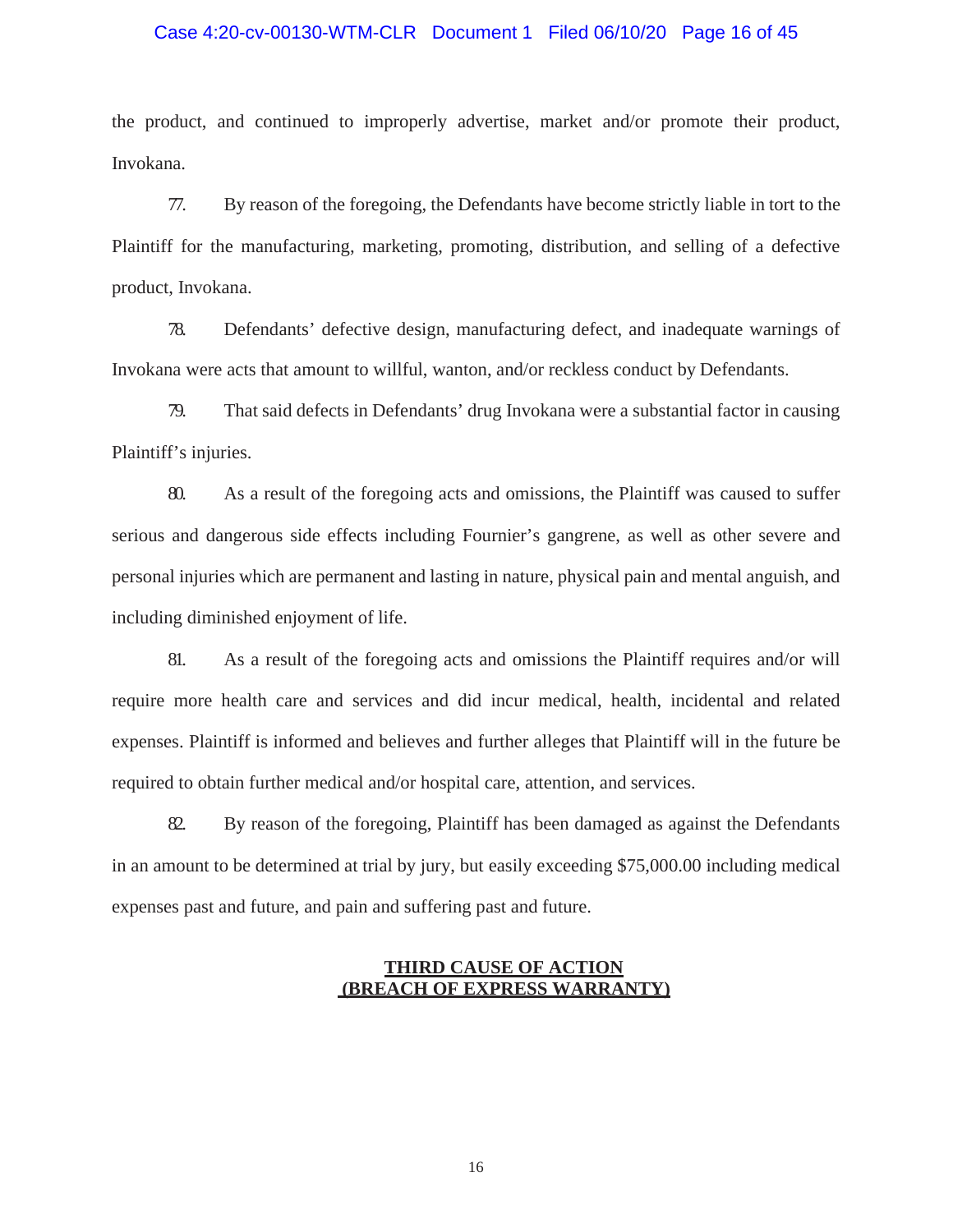the product, and continued to improperly advertise, market and/or promote their product, Invokana.

77. By reason of the foregoing, the Defendants have become strictly liable in tort to the Plaintiff for the manufacturing, marketing, promoting, distribution, and selling of a defective product, Invokana.

78. Defendants' defective design, manufacturing defect, and inadequate warnings of Invokana were acts that amount to willful, wanton, and/or reckless conduct by Defendants.

79. That said defects in Defendants' drug Invokana were a substantial factor in causing Plaintiff's injuries.

80. As a result of the foregoing acts and omissions, the Plaintiff was caused to suffer serious and dangerous side effects including Fournier's gangrene, as well as other severe and personal injuries which are permanent and lasting in nature, physical pain and mental anguish, and including diminished enjoyment of life.

81. As a result of the foregoing acts and omissions the Plaintiff requires and/or will require more health care and services and did incur medical, health, incidental and related expenses. Plaintiff is informed and believes and further alleges that Plaintiff will in the future be required to obtain further medical and/or hospital care, attention, and services.

82. By reason of the foregoing, Plaintiff has been damaged as against the Defendants in an amount to be determined at trial by jury, but easily exceeding $75,000.00 including medical expenses past and future, and pain and suffering past and future.

## THIRD CAUSE OF ACTION (BREACH OF EXPRESS WARRANTY)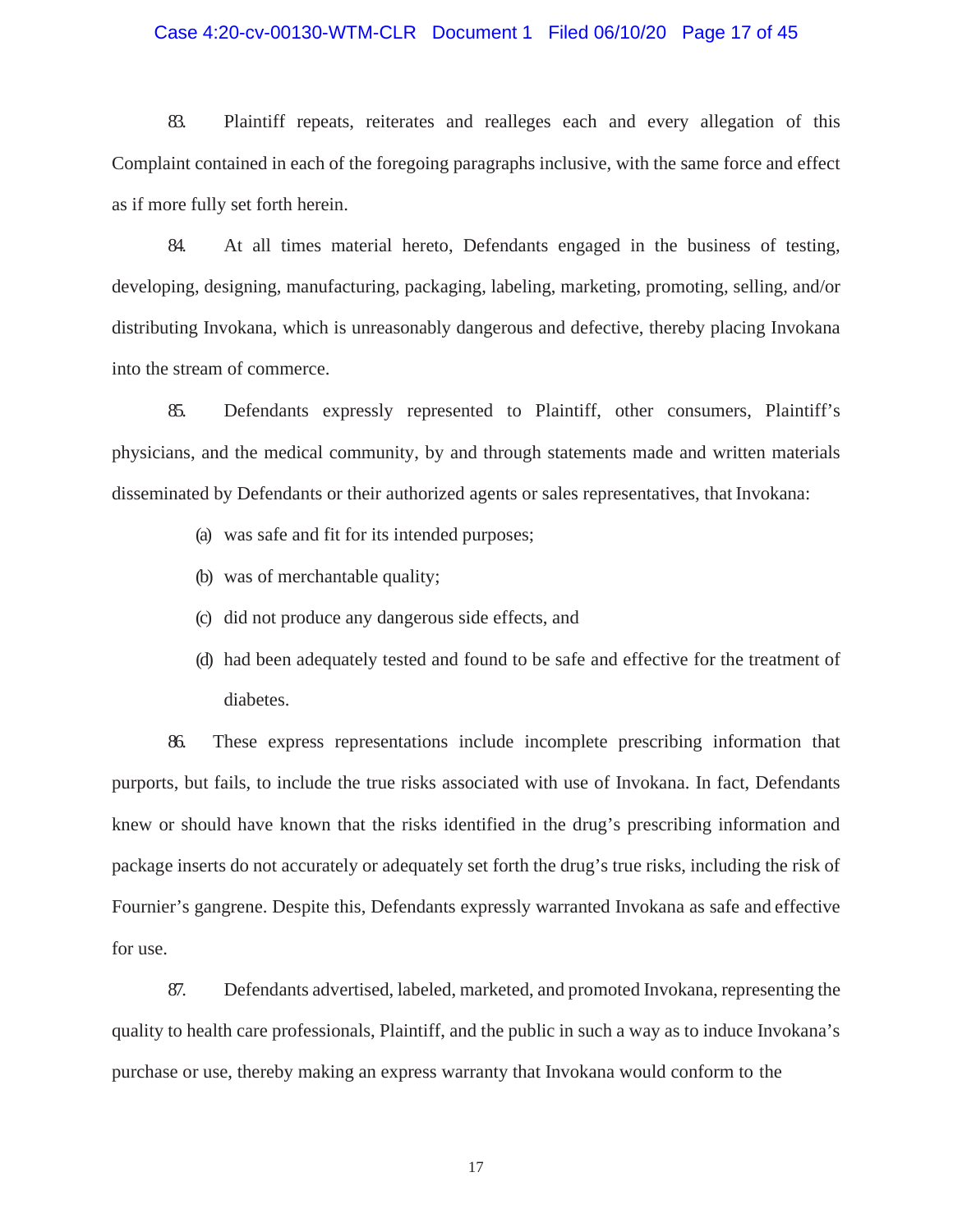83. Plaintiff repeats, reiterates and realleges each and every allegation of this Complaint contained in each of the foregoing paragraphs inclusive, with the same force and effect as if more fully set forth herein.

84. At all times material hereto, Defendants engaged in the business of testing, developing, designing, manufacturing, packaging, labeling, marketing, promoting, selling, and/or distributing Invokana, which is unreasonably dangerous and defective, thereby placing Invokana into the stream of commerce.

85. Defendants expressly represented to Plaintiff, other consumers, Plaintiff's physicians, and the medical community, by and through statements made and written materials disseminated by Defendants or their authorized agents or sales representatives, that Invokana:

(a) was safe and fit for its intended purposes;

(b) was of merchantable quality;

(c) did not produce any dangerous side effects, and

(d) had been adequately tested and found to be safe and effective for the treatment of diabetes.

86. These express representations include incomplete prescribing information that purports, but fails, to include the true risks associated with use of Invokana. In fact, Defendants knew or should have known that the risks identified in the drug's prescribing information and package inserts do not accurately or adequately set forth the drug's true risks, including the risk of Fournier's gangrene. Despite this, Defendants expressly warranted Invokana as safe and effective for use.

87. Defendants advertised, labeled, marketed, and promoted Invokana, representing the quality to health care professionals, Plaintiff, and the public in such a way as to induce Invokana's purchase or use, thereby making an express warranty that Invokana would conform to the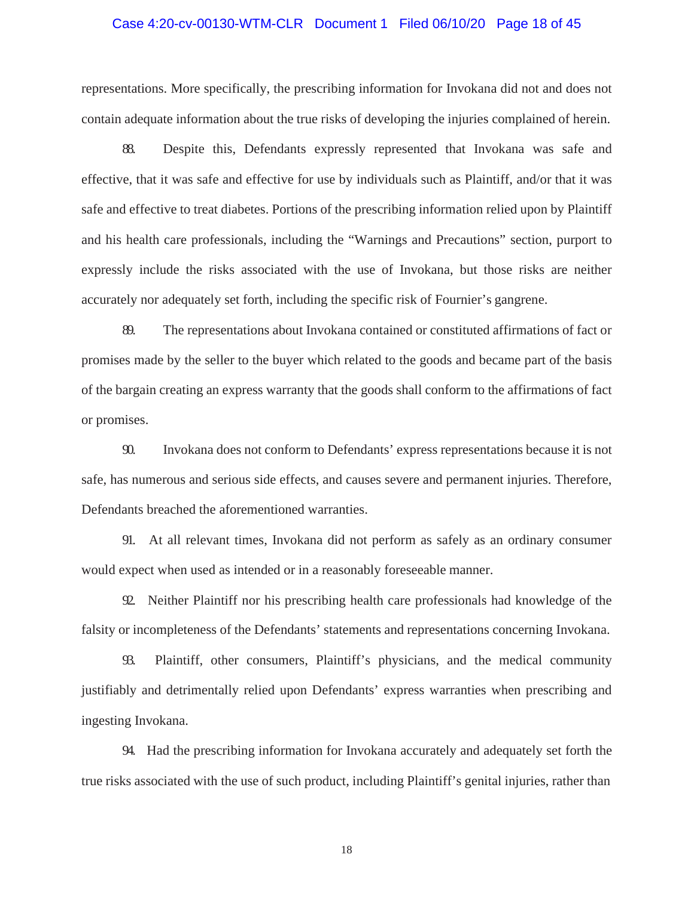representations. More specifically, the prescribing information for Invokana did not and does not contain adequate information about the true risks of developing the injuries complained of herein.

88. Despite this, Defendants expressly represented that Invokana was safe and effective, that it was safe and effective for use by individuals such as Plaintiff, and/or that it was safe and effective to treat diabetes. Portions of the prescribing information relied upon by Plaintiff and his health care professionals, including the "Warnings and Precautions" section, purport to expressly include the risks associated with the use of Invokana, but those risks are neither accurately nor adequately set forth, including the specific risk of Fournier's gangrene.

89. The representations about Invokana contained or constituted affirmations of fact or promises made by the seller to the buyer which related to the goods and became part of the basis of the bargain creating an express warranty that the goods shall conform to the affirmations of fact or promises.

90. Invokana does not conform to Defendants' express representations because it is not safe, has numerous and serious side effects, and causes severe and permanent injuries. Therefore, Defendants breached the aforementioned warranties.

91. At all relevant times, Invokana did not perform as safely as an ordinary consumer would expect when used as intended or in a reasonably foreseeable manner.

92. Neither Plaintiff nor his prescribing health care professionals had knowledge of the falsity or incompleteness of the Defendants' statements and representations concerning Invokana.

93. Plaintiff, other consumers, Plaintiff's physicians, and the medical community justifiably and detrimentally relied upon Defendants' express warranties when prescribing and ingesting Invokana.

94. Had the prescribing information for Invokana accurately and adequately set forth the true risks associated with the use of such product, including Plaintiff's genital injuries, rather than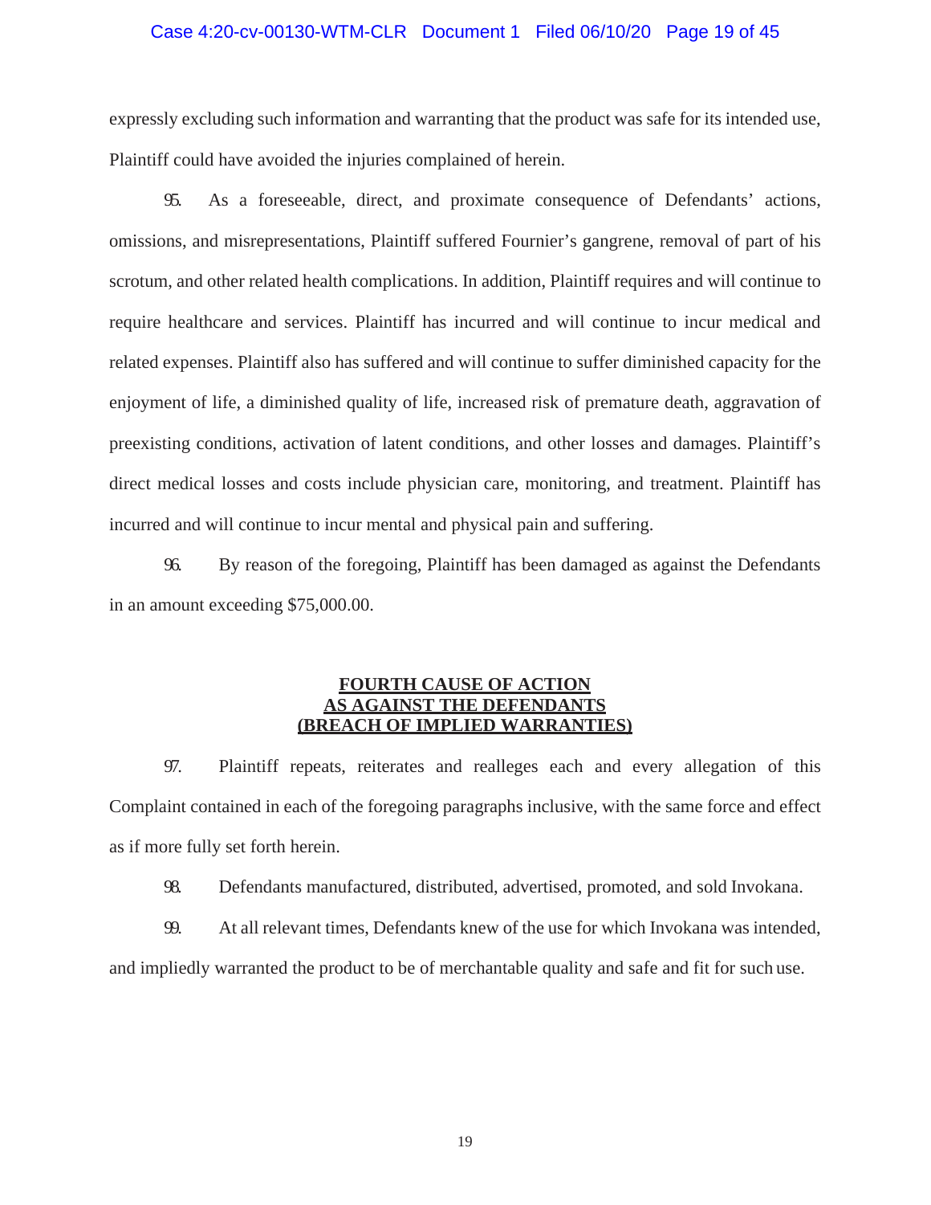expressly excluding such information and warranting that the product was safe for its intended use, Plaintiff could have avoided the injuries complained of herein.

95. As a foreseeable, direct, and proximate consequence of Defendants' actions, omissions, and misrepresentations, Plaintiff suffered Fournier's gangrene, removal of part of his scrotum, and other related health complications. In addition, Plaintiff requires and will continue to require healthcare and services. Plaintiff has incurred and will continue to incur medical and related expenses. Plaintiff also has suffered and will continue to suffer diminished capacity for the enjoyment of life, a diminished quality of life, increased risk of premature death, aggravation of preexisting conditions, activation of latent conditions, and other losses and damages. Plaintiff's direct medical losses and costs include physician care, monitoring, and treatment. Plaintiff has incurred and will continue to incur mental and physical pain and suffering.

96. By reason of the foregoing, Plaintiff has been damaged as against the Defendants in an amount exceeding $75,000.00.

**FOURTH CAUSE OF ACTION**
**AS AGAINST THE DEFENDANTS**
**(BREACH OF IMPLIED WARRANTIES)**

97. Plaintiff repeats, reiterates and realleges each and every allegation of this Complaint contained in each of the foregoing paragraphs inclusive, with the same force and effect as if more fully set forth herein.

98. Defendants manufactured, distributed, advertised, promoted, and sold Invokana.

99. At all relevant times, Defendants knew of the use for which Invokana was intended, and impliedly warranted the product to be of merchantable quality and safe and fit for such use.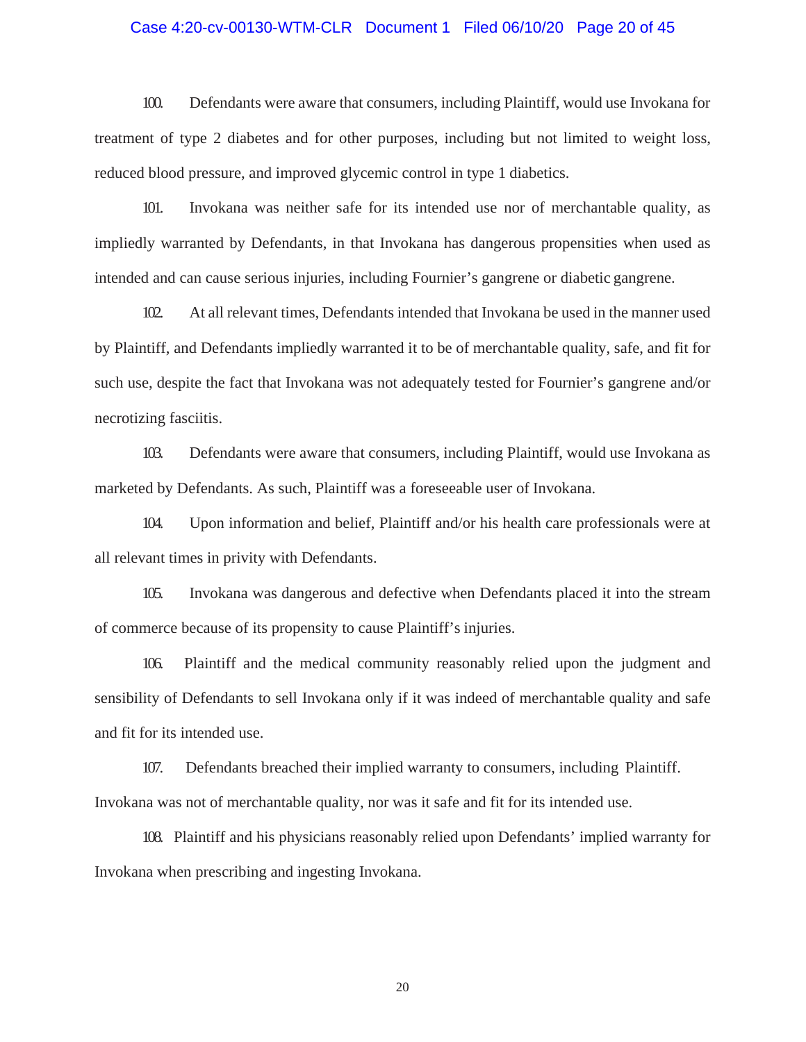100. Defendants were aware that consumers, including Plaintiff, would use Invokana for treatment of type 2 diabetes and for other purposes, including but not limited to weight loss, reduced blood pressure, and improved glycemic control in type 1 diabetics.

101. Invokana was neither safe for its intended use nor of merchantable quality, as impliedly warranted by Defendants, in that Invokana has dangerous propensities when used as intended and can cause serious injuries, including Fournier's gangrene or diabetic gangrene.

102. At all relevant times, Defendants intended that Invokana be used in the manner used by Plaintiff, and Defendants impliedly warranted it to be of merchantable quality, safe, and fit for such use, despite the fact that Invokana was not adequately tested for Fournier's gangrene and/or necrotizing fasciitis.

103. Defendants were aware that consumers, including Plaintiff, would use Invokana as marketed by Defendants. As such, Plaintiff was a foreseeable user of Invokana.

104. Upon information and belief, Plaintiff and/or his health care professionals were at all relevant times in privity with Defendants.

105. Invokana was dangerous and defective when Defendants placed it into the stream of commerce because of its propensity to cause Plaintiff's injuries.

106. Plaintiff and the medical community reasonably relied upon the judgment and sensibility of Defendants to sell Invokana only if it was indeed of merchantable quality and safe and fit for its intended use.

107. Defendants breached their implied warranty to consumers, including Plaintiff. Invokana was not of merchantable quality, nor was it safe and fit for its intended use.

108. Plaintiff and his physicians reasonably relied upon Defendants' implied warranty for Invokana when prescribing and ingesting Invokana.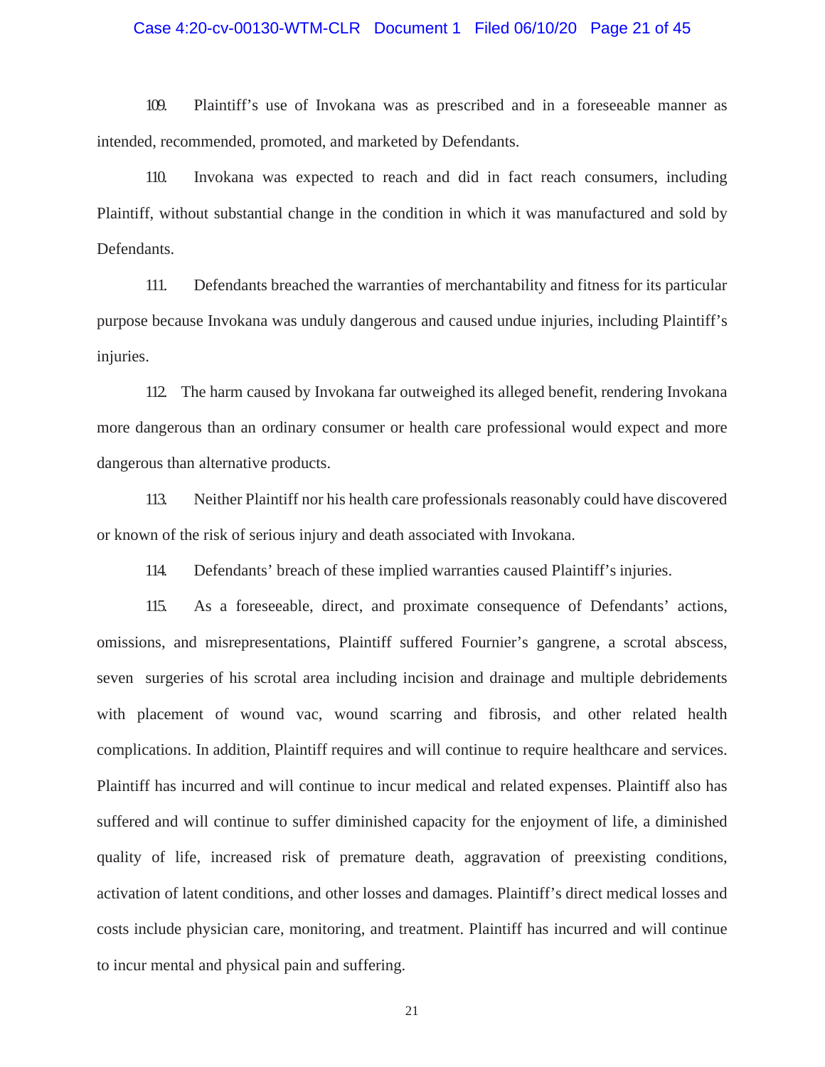109. Plaintiff's use of Invokana was as prescribed and in a foreseeable manner as intended, recommended, promoted, and marketed by Defendants.

110. Invokana was expected to reach and did in fact reach consumers, including Plaintiff, without substantial change in the condition in which it was manufactured and sold by Defendants.

111. Defendants breached the warranties of merchantability and fitness for its particular purpose because Invokana was unduly dangerous and caused undue injuries, including Plaintiff's injuries.

112. The harm caused by Invokana far outweighed its alleged benefit, rendering Invokana more dangerous than an ordinary consumer or health care professional would expect and more dangerous than alternative products.

113. Neither Plaintiff nor his health care professionals reasonably could have discovered or known of the risk of serious injury and death associated with Invokana.

114. Defendants' breach of these implied warranties caused Plaintiff's injuries.

115. As a foreseeable, direct, and proximate consequence of Defendants' actions, omissions, and misrepresentations, Plaintiff suffered Fournier's gangrene, a scrotal abscess, seven surgeries of his scrotal area including incision and drainage and multiple debridements with placement of wound vac, wound scarring and fibrosis, and other related health complications. In addition, Plaintiff requires and will continue to require healthcare and services. Plaintiff has incurred and will continue to incur medical and related expenses. Plaintiff also has suffered and will continue to suffer diminished capacity for the enjoyment of life, a diminished quality of life, increased risk of premature death, aggravation of preexisting conditions, activation of latent conditions, and other losses and damages. Plaintiff's direct medical losses and costs include physician care, monitoring, and treatment. Plaintiff has incurred and will continue to incur mental and physical pain and suffering.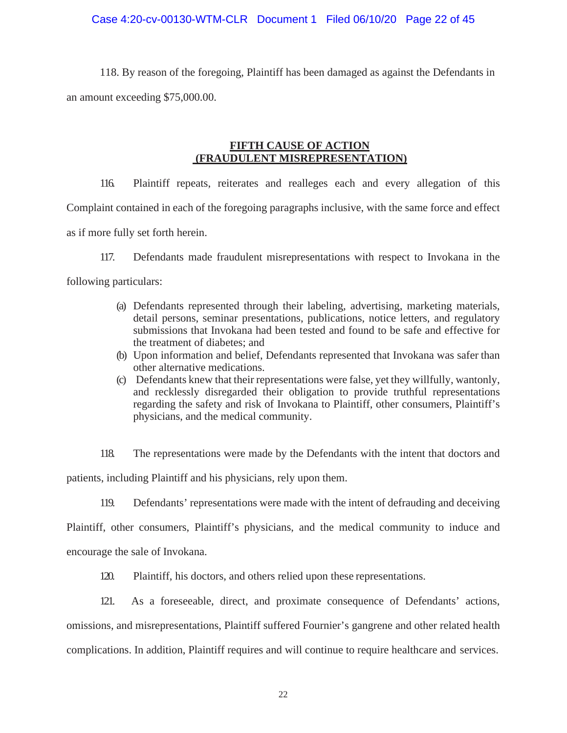118. By reason of the foregoing, Plaintiff has been damaged as against the Defendants in an amount exceeding $75,000.00.

**FIFTH CAUSE OF ACTION**
**(FRAUDULENT MISREPRESENTATION)**

116. Plaintiff repeats, reiterates and realleges each and every allegation of this Complaint contained in each of the foregoing paragraphs inclusive, with the same force and effect as if more fully set forth herein.

117. Defendants made fraudulent misrepresentations with respect to Invokana in the following particulars:

(a) Defendants represented through their labeling, advertising, marketing materials, detail persons, seminar presentations, publications, notice letters, and regulatory submissions that Invokana had been tested and found to be safe and effective for the treatment of diabetes; and

(b) Upon information and belief, Defendants represented that Invokana was safer than other alternative medications.

(c) Defendants knew that their representations were false, yet they willfully, wantonly, and recklessly disregarded their obligation to provide truthful representations regarding the safety and risk of Invokana to Plaintiff, other consumers, Plaintiff's physicians, and the medical community.

118. The representations were made by the Defendants with the intent that doctors and patients, including Plaintiff and his physicians, rely upon them.

119. Defendants' representations were made with the intent of defrauding and deceiving Plaintiff, other consumers, Plaintiff's physicians, and the medical community to induce and encourage the sale of Invokana.

120. Plaintiff, his doctors, and others relied upon these representations.

121. As a foreseeable, direct, and proximate consequence of Defendants' actions, omissions, and misrepresentations, Plaintiff suffered Fournier's gangrene and other related health complications. In addition, Plaintiff requires and will continue to require healthcare and services.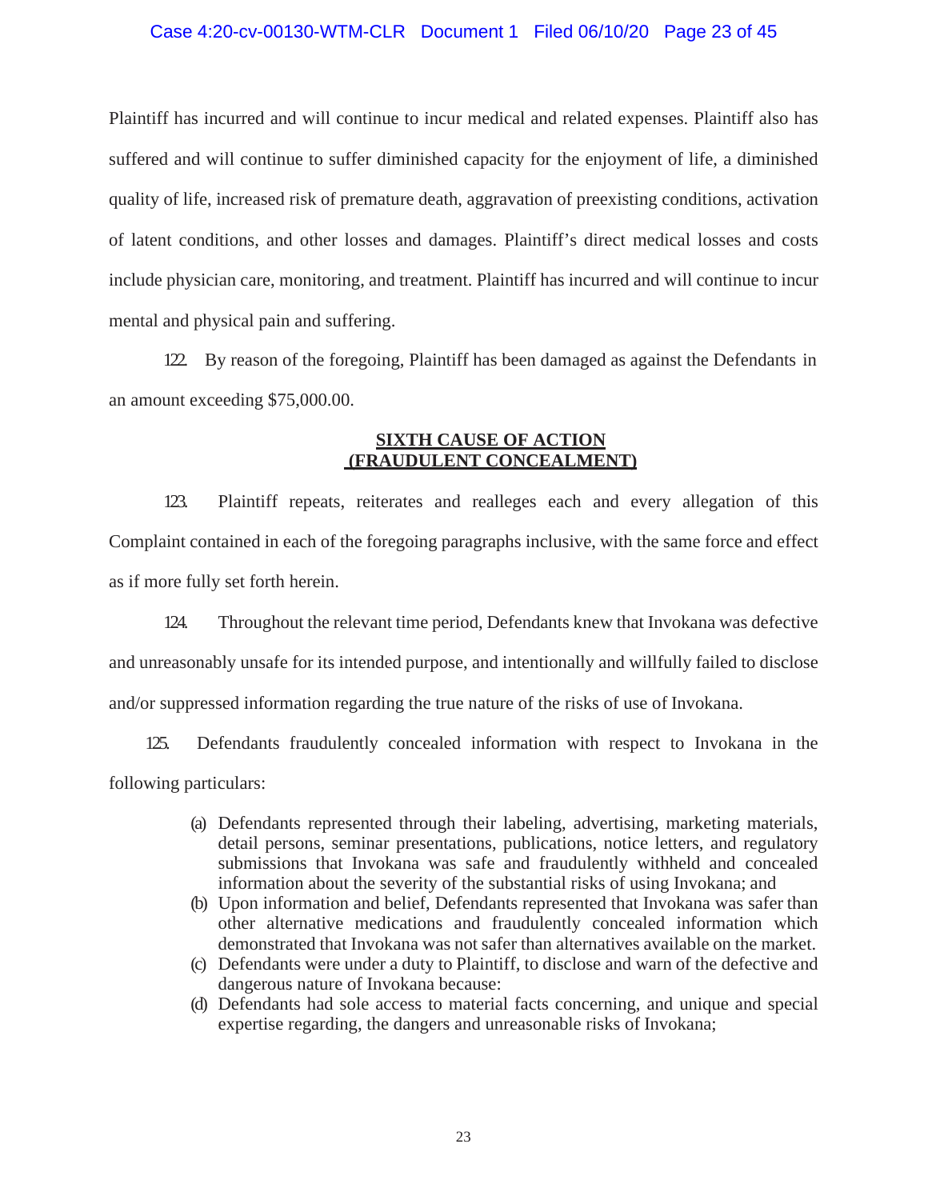Plaintiff has incurred and will continue to incur medical and related expenses. Plaintiff also has suffered and will continue to suffer diminished capacity for the enjoyment of life, a diminished quality of life, increased risk of premature death, aggravation of preexisting conditions, activation of latent conditions, and other losses and damages. Plaintiff's direct medical losses and costs include physician care, monitoring, and treatment. Plaintiff has incurred and will continue to incur mental and physical pain and suffering.

122. By reason of the foregoing, Plaintiff has been damaged as against the Defendants in an amount exceeding $75,000.00.

**SIXTH CAUSE OF ACTION**
**(FRAUDULENT CONCEALMENT)**

123. Plaintiff repeats, reiterates and realleges each and every allegation of this Complaint contained in each of the foregoing paragraphs inclusive, with the same force and effect as if more fully set forth herein.

124. Throughout the relevant time period, Defendants knew that Invokana was defective and unreasonably unsafe for its intended purpose, and intentionally and willfully failed to disclose and/or suppressed information regarding the true nature of the risks of use of Invokana.

125. Defendants fraudulently concealed information with respect to Invokana in the following particulars:

(a) Defendants represented through their labeling, advertising, marketing materials, detail persons, seminar presentations, publications, notice letters, and regulatory submissions that Invokana was safe and fraudulently withheld and concealed information about the severity of the substantial risks of using Invokana; and

(b) Upon information and belief, Defendants represented that Invokana was safer than other alternative medications and fraudulently concealed information which demonstrated that Invokana was not safer than alternatives available on the market.

(c) Defendants were under a duty to Plaintiff, to disclose and warn of the defective and dangerous nature of Invokana because:

(d) Defendants had sole access to material facts concerning, and unique and special expertise regarding, the dangers and unreasonable risks of Invokana;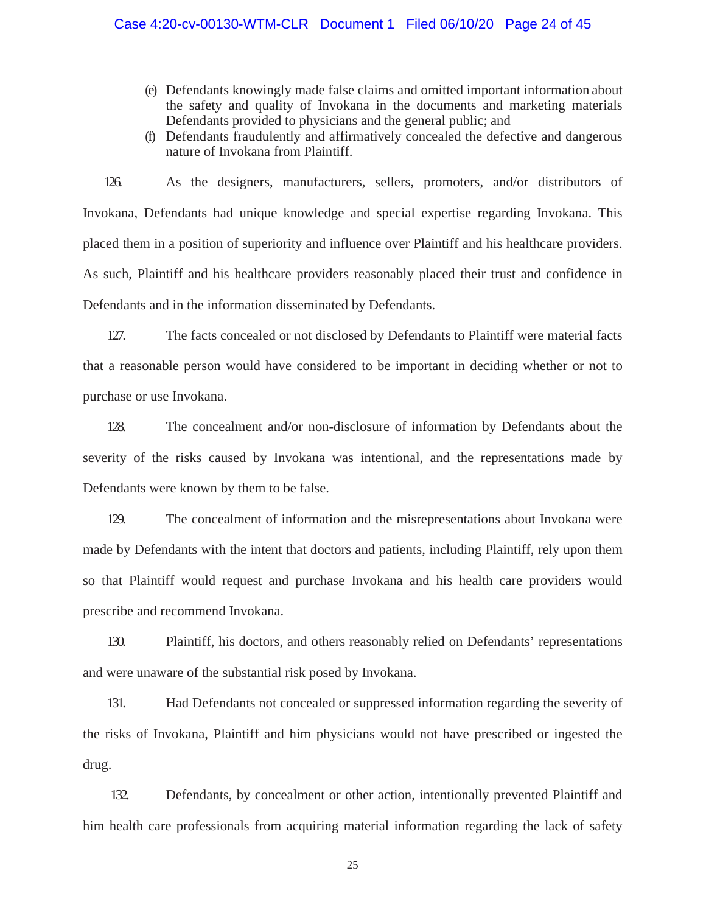(e) Defendants knowingly made false claims and omitted important information about the safety and quality of Invokana in the documents and marketing materials Defendants provided to physicians and the general public; and

(f) Defendants fraudulently and affirmatively concealed the defective and dangerous nature of Invokana from Plaintiff.

126. As the designers, manufacturers, sellers, promoters, and/or distributors of Invokana, Defendants had unique knowledge and special expertise regarding Invokana. This placed them in a position of superiority and influence over Plaintiff and his healthcare providers. As such, Plaintiff and his healthcare providers reasonably placed their trust and confidence in Defendants and in the information disseminated by Defendants.

127. The facts concealed or not disclosed by Defendants to Plaintiff were material facts that a reasonable person would have considered to be important in deciding whether or not to purchase or use Invokana.

128. The concealment and/or non-disclosure of information by Defendants about the severity of the risks caused by Invokana was intentional, and the representations made by Defendants were known by them to be false.

129. The concealment of information and the misrepresentations about Invokana were made by Defendants with the intent that doctors and patients, including Plaintiff, rely upon them so that Plaintiff would request and purchase Invokana and his health care providers would prescribe and recommend Invokana.

130. Plaintiff, his doctors, and others reasonably relied on Defendants' representations and were unaware of the substantial risk posed by Invokana.

131. Had Defendants not concealed or suppressed information regarding the severity of the risks of Invokana, Plaintiff and him physicians would not have prescribed or ingested the drug.

132. Defendants, by concealment or other action, intentionally prevented Plaintiff and him health care professionals from acquiring material information regarding the lack of safety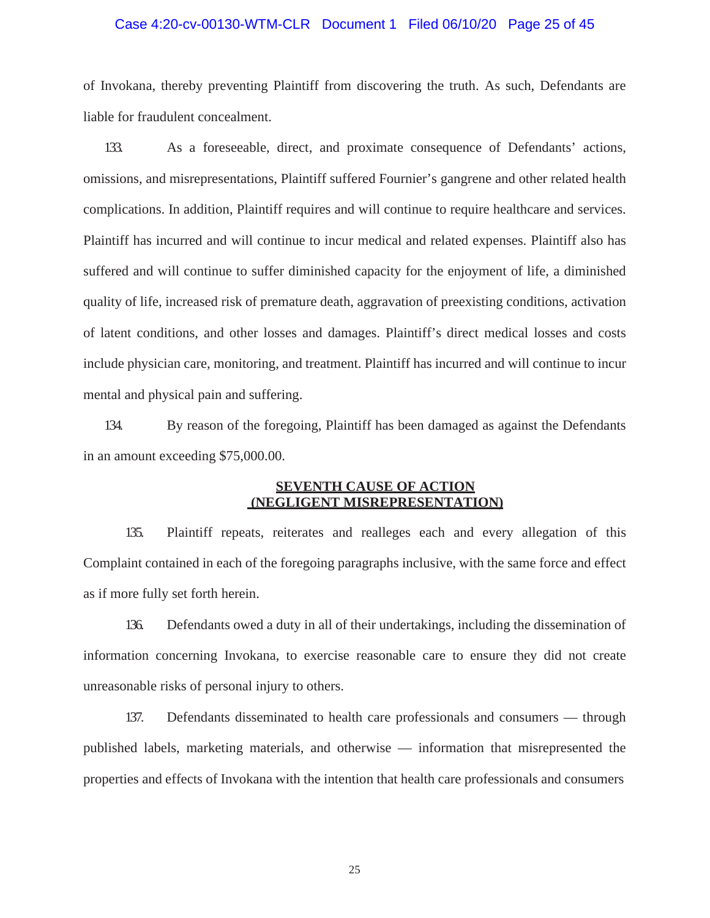of Invokana, thereby preventing Plaintiff from discovering the truth. As such, Defendants are liable for fraudulent concealment.

133. As a foreseeable, direct, and proximate consequence of Defendants' actions, omissions, and misrepresentations, Plaintiff suffered Fournier's gangrene and other related health complications. In addition, Plaintiff requires and will continue to require healthcare and services. Plaintiff has incurred and will continue to incur medical and related expenses. Plaintiff also has suffered and will continue to suffer diminished capacity for the enjoyment of life, a diminished quality of life, increased risk of premature death, aggravation of preexisting conditions, activation of latent conditions, and other losses and damages. Plaintiff's direct medical losses and costs include physician care, monitoring, and treatment. Plaintiff has incurred and will continue to incur mental and physical pain and suffering.

134. By reason of the foregoing, Plaintiff has been damaged as against the Defendants in an amount exceeding $75,000.00.

**SEVENTH CAUSE OF ACTION**
**(NEGLIGENT MISREPRESENTATION)**

135. Plaintiff repeats, reiterates and realleges each and every allegation of this Complaint contained in each of the foregoing paragraphs inclusive, with the same force and effect as if more fully set forth herein.

136. Defendants owed a duty in all of their undertakings, including the dissemination of information concerning Invokana, to exercise reasonable care to ensure they did not create unreasonable risks of personal injury to others.

137. Defendants disseminated to health care professionals and consumers — through published labels, marketing materials, and otherwise — information that misrepresented the properties and effects of Invokana with the intention that health care professionals and consumers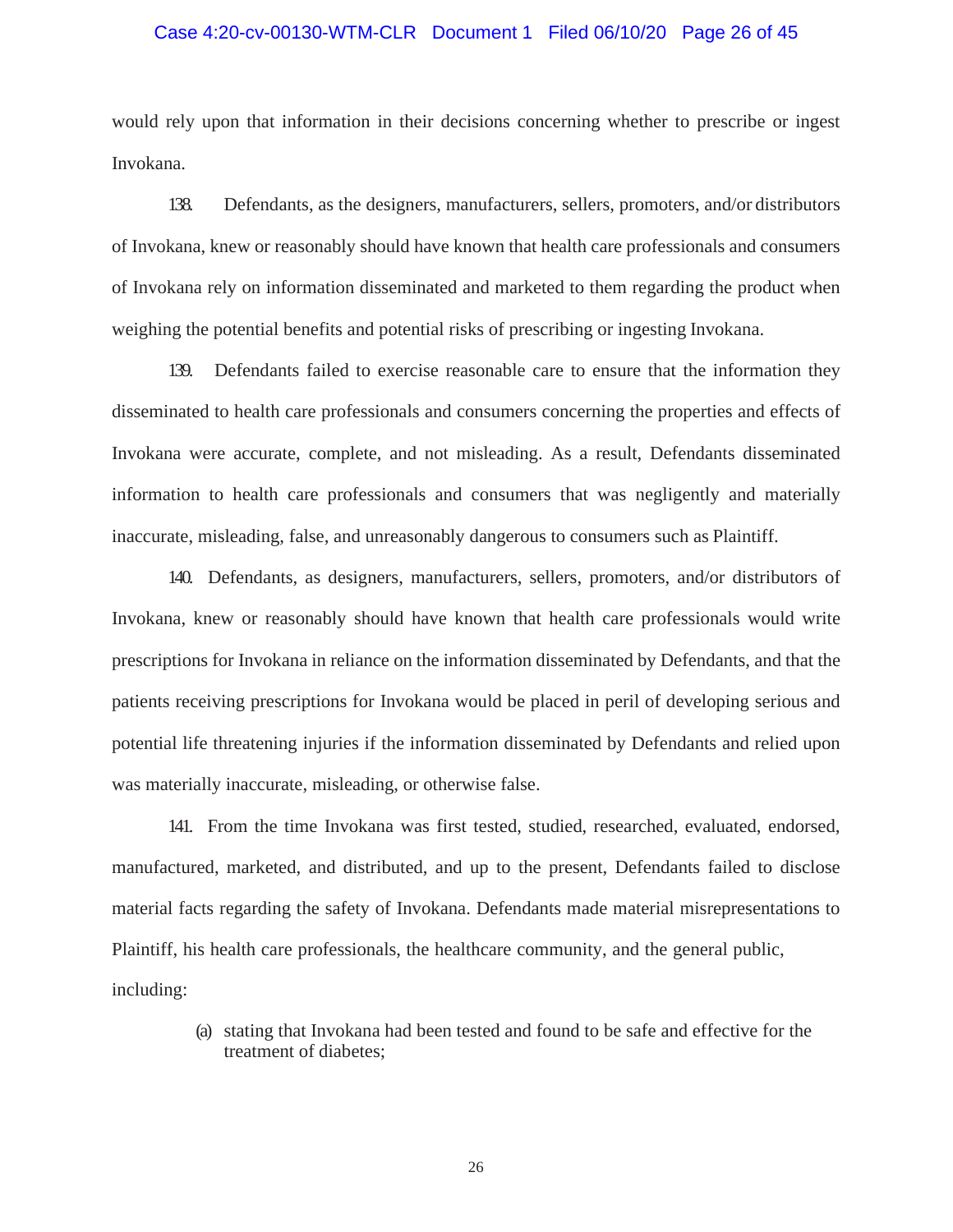would rely upon that information in their decisions concerning whether to prescribe or ingest Invokana.

138. Defendants, as the designers, manufacturers, sellers, promoters, and/or distributors of Invokana, knew or reasonably should have known that health care professionals and consumers of Invokana rely on information disseminated and marketed to them regarding the product when weighing the potential benefits and potential risks of prescribing or ingesting Invokana.

139. Defendants failed to exercise reasonable care to ensure that the information they disseminated to health care professionals and consumers concerning the properties and effects of Invokana were accurate, complete, and not misleading. As a result, Defendants disseminated information to health care professionals and consumers that was negligently and materially inaccurate, misleading, false, and unreasonably dangerous to consumers such as Plaintiff.

140. Defendants, as designers, manufacturers, sellers, promoters, and/or distributors of Invokana, knew or reasonably should have known that health care professionals would write prescriptions for Invokana in reliance on the information disseminated by Defendants, and that the patients receiving prescriptions for Invokana would be placed in peril of developing serious and potential life threatening injuries if the information disseminated by Defendants and relied upon was materially inaccurate, misleading, or otherwise false.

141. From the time Invokana was first tested, studied, researched, evaluated, endorsed, manufactured, marketed, and distributed, and up to the present, Defendants failed to disclose material facts regarding the safety of Invokana. Defendants made material misrepresentations to Plaintiff, his health care professionals, the healthcare community, and the general public, including:

(a) stating that Invokana had been tested and found to be safe and effective for the treatment of diabetes;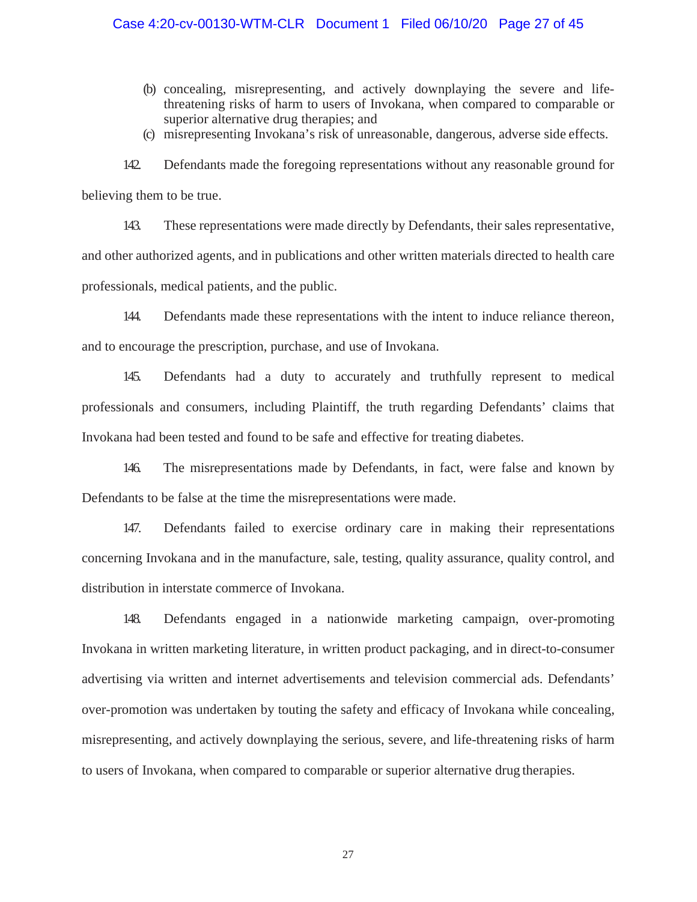(b) concealing, misrepresenting, and actively downplaying the severe and life-threatening risks of harm to users of Invokana, when compared to comparable or superior alternative drug therapies; and

(c) misrepresenting Invokana's risk of unreasonable, dangerous, adverse side effects.

142. Defendants made the foregoing representations without any reasonable ground for believing them to be true.

143. These representations were made directly by Defendants, their sales representative, and other authorized agents, and in publications and other written materials directed to health care professionals, medical patients, and the public.

144. Defendants made these representations with the intent to induce reliance thereon, and to encourage the prescription, purchase, and use of Invokana.

145. Defendants had a duty to accurately and truthfully represent to medical professionals and consumers, including Plaintiff, the truth regarding Defendants' claims that Invokana had been tested and found to be safe and effective for treating diabetes.

146. The misrepresentations made by Defendants, in fact, were false and known by Defendants to be false at the time the misrepresentations were made.

147. Defendants failed to exercise ordinary care in making their representations concerning Invokana and in the manufacture, sale, testing, quality assurance, quality control, and distribution in interstate commerce of Invokana.

148. Defendants engaged in a nationwide marketing campaign, over-promoting Invokana in written marketing literature, in written product packaging, and in direct-to-consumer advertising via written and internet advertisements and television commercial ads. Defendants' over-promotion was undertaken by touting the safety and efficacy of Invokana while concealing, misrepresenting, and actively downplaying the serious, severe, and life-threatening risks of harm to users of Invokana, when compared to comparable or superior alternative drug therapies.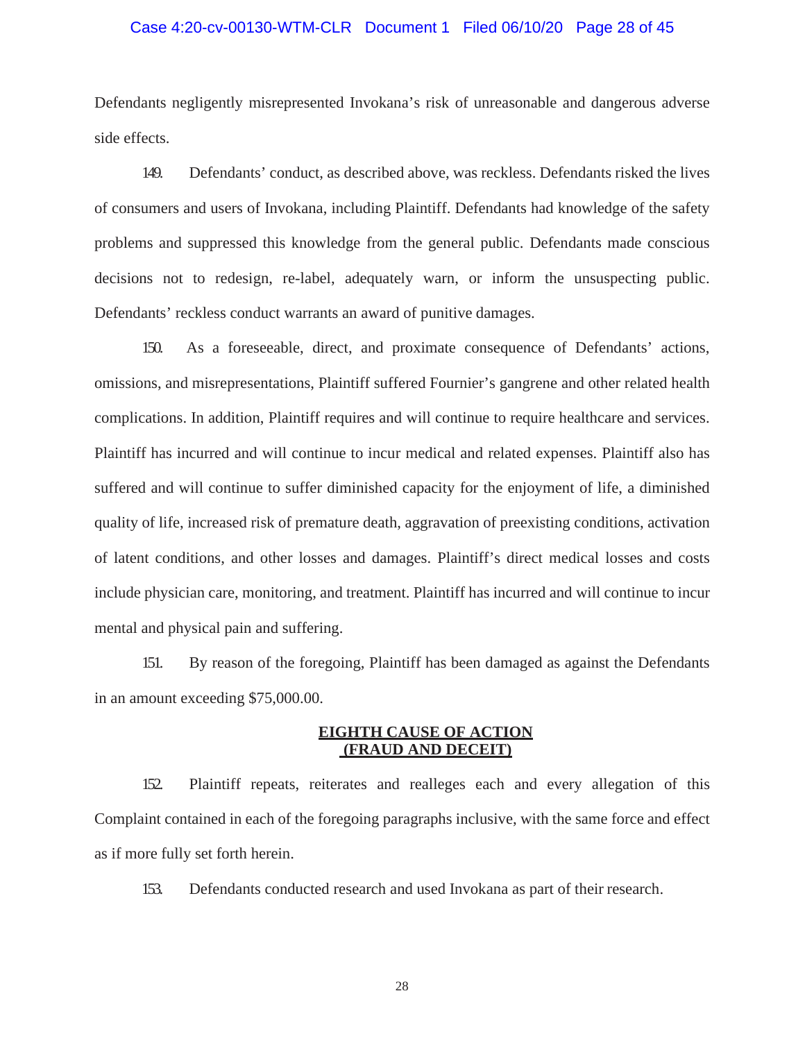Defendants negligently misrepresented Invokana's risk of unreasonable and dangerous adverse side effects.

149. Defendants' conduct, as described above, was reckless. Defendants risked the lives of consumers and users of Invokana, including Plaintiff. Defendants had knowledge of the safety problems and suppressed this knowledge from the general public. Defendants made conscious decisions not to redesign, re-label, adequately warn, or inform the unsuspecting public. Defendants' reckless conduct warrants an award of punitive damages.

150. As a foreseeable, direct, and proximate consequence of Defendants' actions, omissions, and misrepresentations, Plaintiff suffered Fournier's gangrene and other related health complications. In addition, Plaintiff requires and will continue to require healthcare and services. Plaintiff has incurred and will continue to incur medical and related expenses. Plaintiff also has suffered and will continue to suffer diminished capacity for the enjoyment of life, a diminished quality of life, increased risk of premature death, aggravation of preexisting conditions, activation of latent conditions, and other losses and damages. Plaintiff's direct medical losses and costs include physician care, monitoring, and treatment. Plaintiff has incurred and will continue to incur mental and physical pain and suffering.

151. By reason of the foregoing, Plaintiff has been damaged as against the Defendants in an amount exceeding $75,000.00.

## EIGHTH CAUSE OF ACTION (FRAUD AND DECEIT)

152. Plaintiff repeats, reiterates and realleges each and every allegation of this Complaint contained in each of the foregoing paragraphs inclusive, with the same force and effect as if more fully set forth herein.

153. Defendants conducted research and used Invokana as part of their research.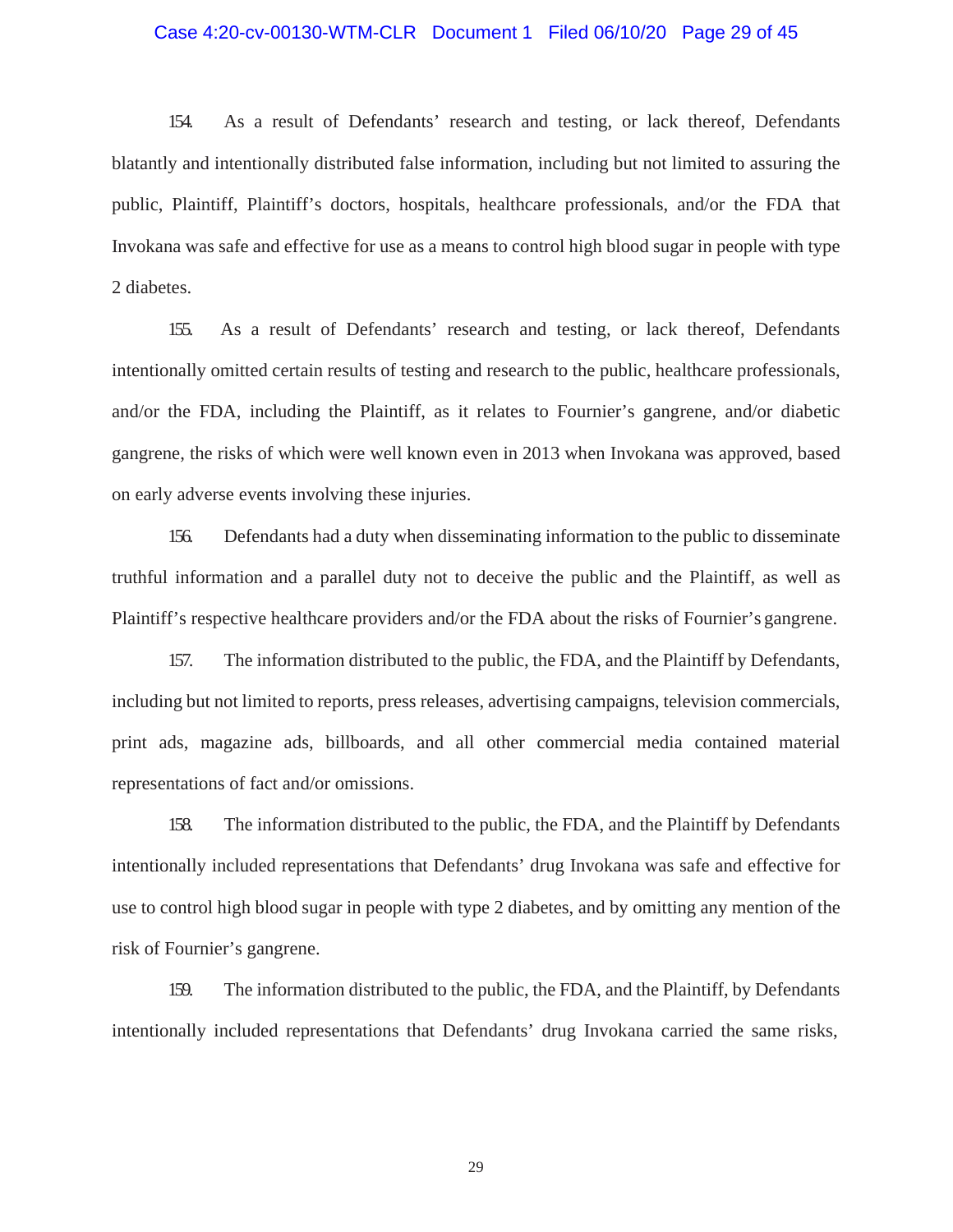154. As a result of Defendants' research and testing, or lack thereof, Defendants blatantly and intentionally distributed false information, including but not limited to assuring the public, Plaintiff, Plaintiff's doctors, hospitals, healthcare professionals, and/or the FDA that Invokana was safe and effective for use as a means to control high blood sugar in people with type 2 diabetes.

155. As a result of Defendants' research and testing, or lack thereof, Defendants intentionally omitted certain results of testing and research to the public, healthcare professionals, and/or the FDA, including the Plaintiff, as it relates to Fournier's gangrene, and/or diabetic gangrene, the risks of which were well known even in 2013 when Invokana was approved, based on early adverse events involving these injuries.

156. Defendants had a duty when disseminating information to the public to disseminate truthful information and a parallel duty not to deceive the public and the Plaintiff, as well as Plaintiff's respective healthcare providers and/or the FDA about the risks of Fournier's gangrene.

157. The information distributed to the public, the FDA, and the Plaintiff by Defendants, including but not limited to reports, press releases, advertising campaigns, television commercials, print ads, magazine ads, billboards, and all other commercial media contained material representations of fact and/or omissions.

158. The information distributed to the public, the FDA, and the Plaintiff by Defendants intentionally included representations that Defendants' drug Invokana was safe and effective for use to control high blood sugar in people with type 2 diabetes, and by omitting any mention of the risk of Fournier's gangrene.

159. The information distributed to the public, the FDA, and the Plaintiff, by Defendants intentionally included representations that Defendants' drug Invokana carried the same risks,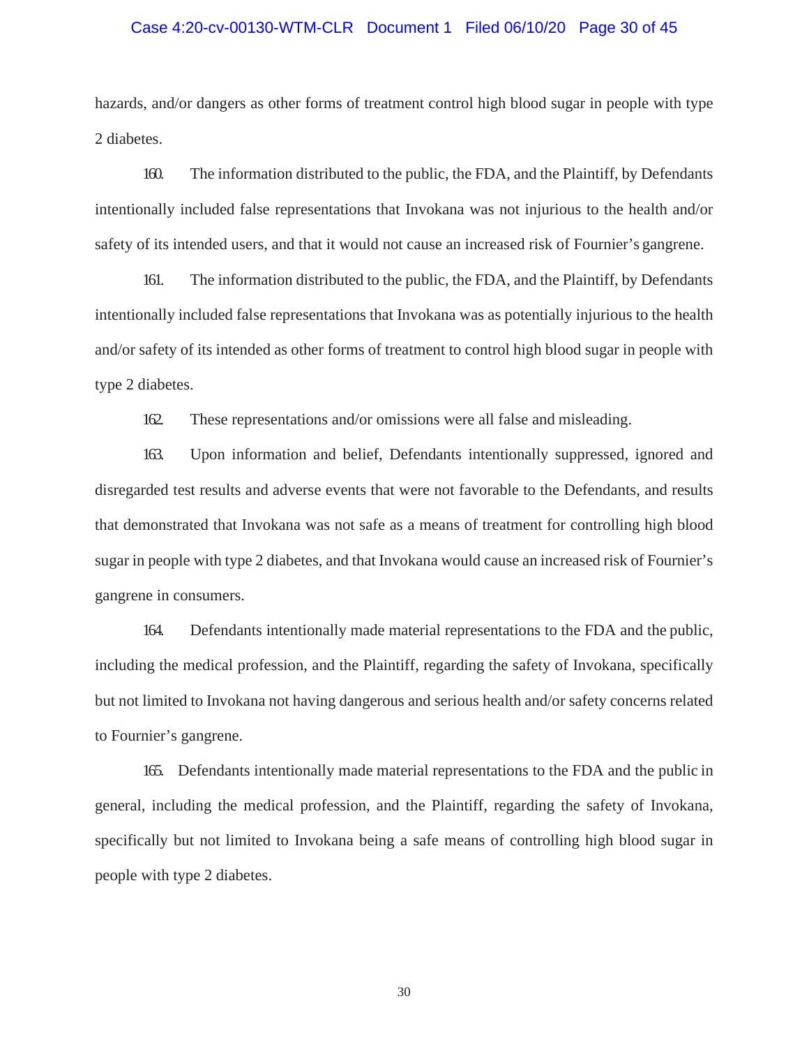hazards, and/or dangers as other forms of treatment control high blood sugar in people with type 2 diabetes.

160. The information distributed to the public, the FDA, and the Plaintiff, by Defendants intentionally included false representations that Invokana was not injurious to the health and/or safety of its intended users, and that it would not cause an increased risk of Fournier's gangrene.

161. The information distributed to the public, the FDA, and the Plaintiff, by Defendants intentionally included false representations that Invokana was as potentially injurious to the health and/or safety of its intended as other forms of treatment to control high blood sugar in people with type 2 diabetes.

162. These representations and/or omissions were all false and misleading.

163. Upon information and belief, Defendants intentionally suppressed, ignored and disregarded test results and adverse events that were not favorable to the Defendants, and results that demonstrated that Invokana was not safe as a means of treatment for controlling high blood sugar in people with type 2 diabetes, and that Invokana would cause an increased risk of Fournier's gangrene in consumers.

164. Defendants intentionally made material representations to the FDA and the public, including the medical profession, and the Plaintiff, regarding the safety of Invokana, specifically but not limited to Invokana not having dangerous and serious health and/or safety concerns related to Fournier's gangrene.

165. Defendants intentionally made material representations to the FDA and the public in general, including the medical profession, and the Plaintiff, regarding the safety of Invokana, specifically but not limited to Invokana being a safe means of controlling high blood sugar in people with type 2 diabetes.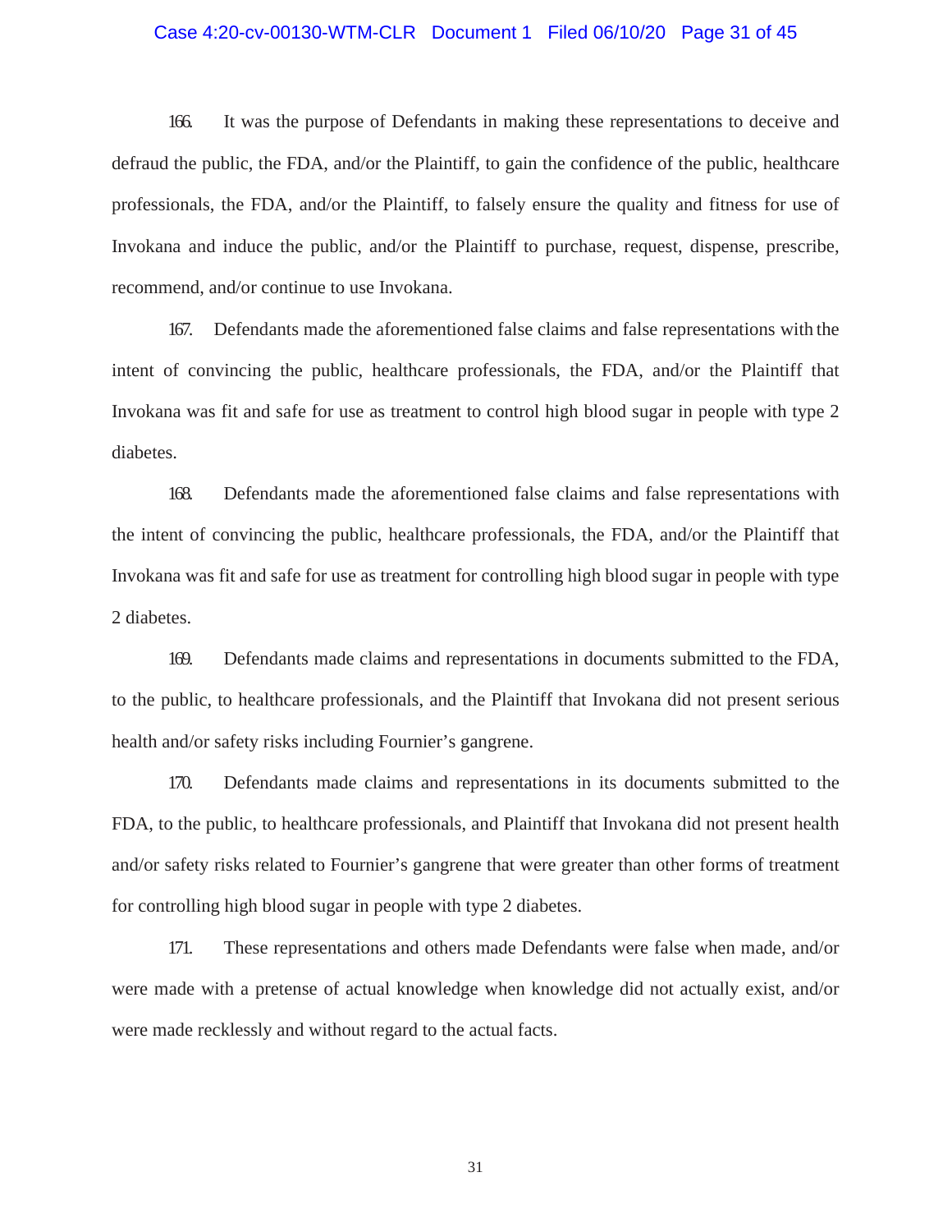166. It was the purpose of Defendants in making these representations to deceive and defraud the public, the FDA, and/or the Plaintiff, to gain the confidence of the public, healthcare professionals, the FDA, and/or the Plaintiff, to falsely ensure the quality and fitness for use of Invokana and induce the public, and/or the Plaintiff to purchase, request, dispense, prescribe, recommend, and/or continue to use Invokana.

167. Defendants made the aforementioned false claims and false representations with the intent of convincing the public, healthcare professionals, the FDA, and/or the Plaintiff that Invokana was fit and safe for use as treatment to control high blood sugar in people with type 2 diabetes.

168. Defendants made the aforementioned false claims and false representations with the intent of convincing the public, healthcare professionals, the FDA, and/or the Plaintiff that Invokana was fit and safe for use as treatment for controlling high blood sugar in people with type 2 diabetes.

169. Defendants made claims and representations in documents submitted to the FDA, to the public, to healthcare professionals, and the Plaintiff that Invokana did not present serious health and/or safety risks including Fournier's gangrene.

170. Defendants made claims and representations in its documents submitted to the FDA, to the public, to healthcare professionals, and Plaintiff that Invokana did not present health and/or safety risks related to Fournier's gangrene that were greater than other forms of treatment for controlling high blood sugar in people with type 2 diabetes.

171. These representations and others made Defendants were false when made, and/or were made with a pretense of actual knowledge when knowledge did not actually exist, and/or were made recklessly and without regard to the actual facts.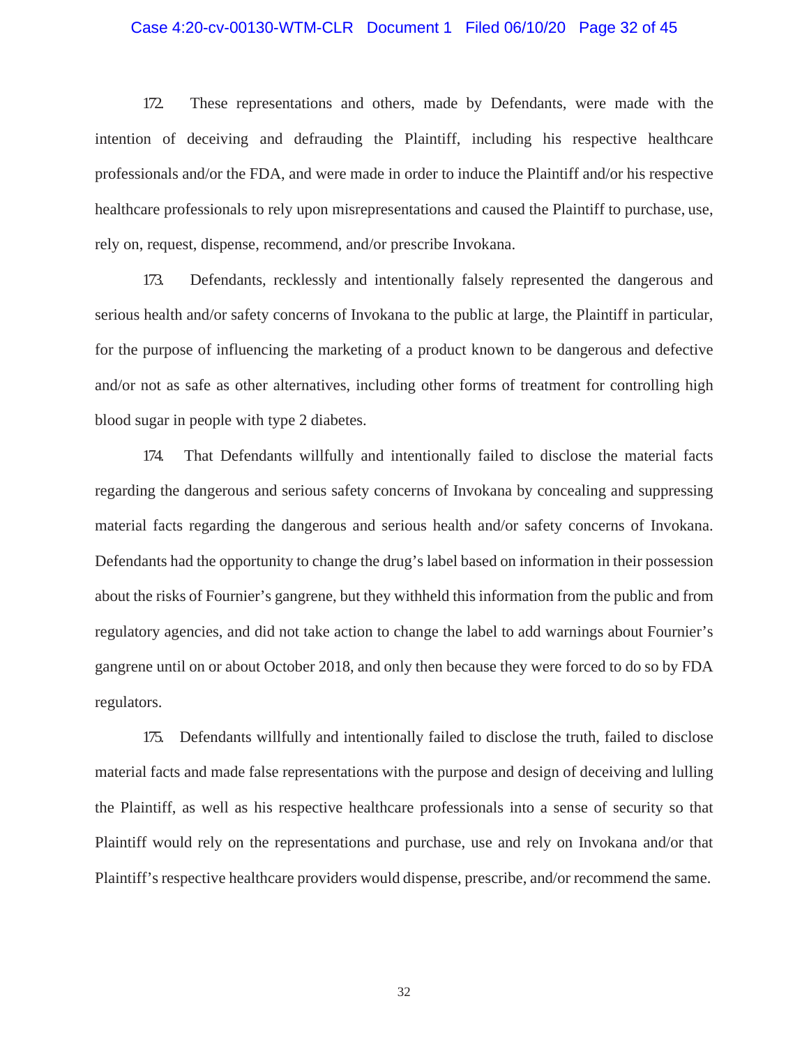172. These representations and others, made by Defendants, were made with the intention of deceiving and defrauding the Plaintiff, including his respective healthcare professionals and/or the FDA, and were made in order to induce the Plaintiff and/or his respective healthcare professionals to rely upon misrepresentations and caused the Plaintiff to purchase, use, rely on, request, dispense, recommend, and/or prescribe Invokana.

173. Defendants, recklessly and intentionally falsely represented the dangerous and serious health and/or safety concerns of Invokana to the public at large, the Plaintiff in particular, for the purpose of influencing the marketing of a product known to be dangerous and defective and/or not as safe as other alternatives, including other forms of treatment for controlling high blood sugar in people with type 2 diabetes.

174. That Defendants willfully and intentionally failed to disclose the material facts regarding the dangerous and serious safety concerns of Invokana by concealing and suppressing material facts regarding the dangerous and serious health and/or safety concerns of Invokana. Defendants had the opportunity to change the drug's label based on information in their possession about the risks of Fournier's gangrene, but they withheld this information from the public and from regulatory agencies, and did not take action to change the label to add warnings about Fournier's gangrene until on or about October 2018, and only then because they were forced to do so by FDA regulators.

175. Defendants willfully and intentionally failed to disclose the truth, failed to disclose material facts and made false representations with the purpose and design of deceiving and lulling the Plaintiff, as well as his respective healthcare professionals into a sense of security so that Plaintiff would rely on the representations and purchase, use and rely on Invokana and/or that Plaintiff's respective healthcare providers would dispense, prescribe, and/or recommend the same.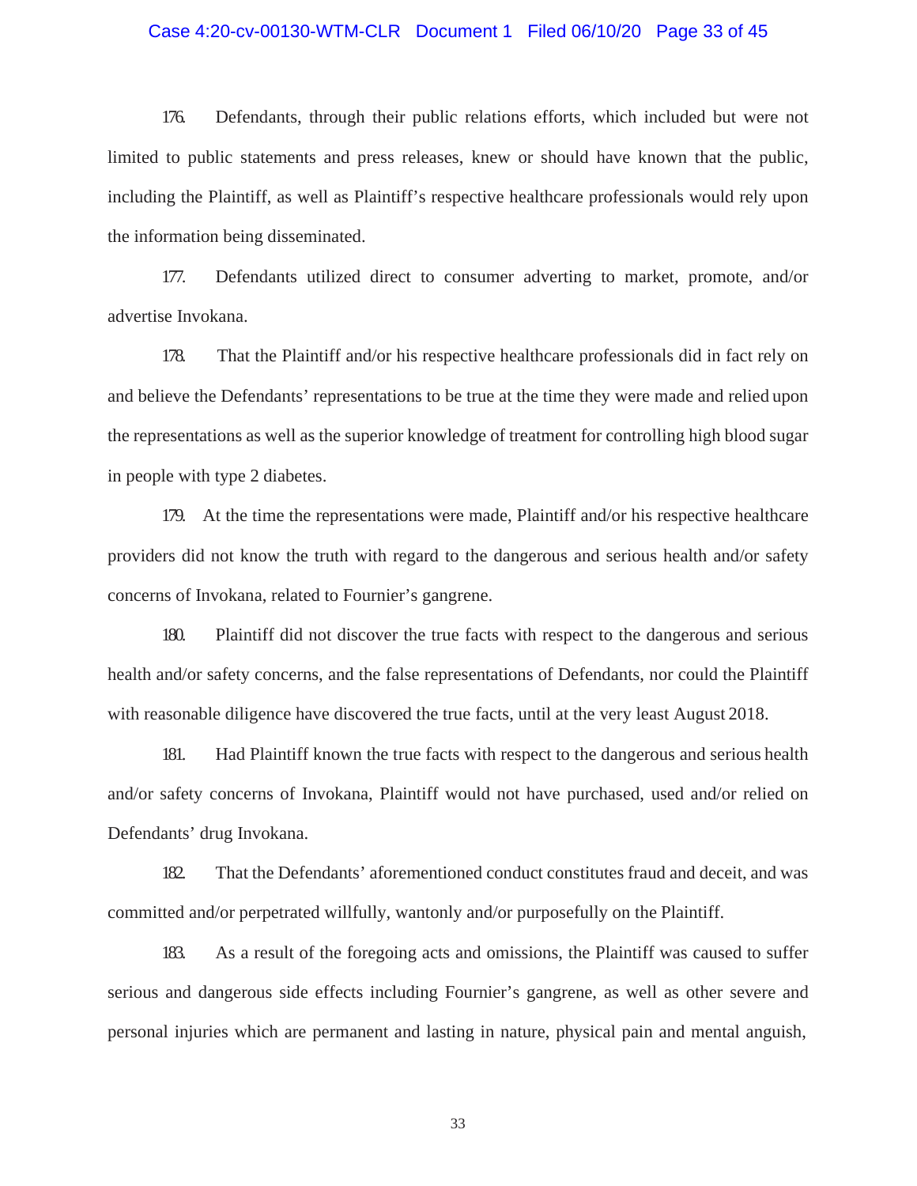176. Defendants, through their public relations efforts, which included but were not limited to public statements and press releases, knew or should have known that the public, including the Plaintiff, as well as Plaintiff's respective healthcare professionals would rely upon the information being disseminated.

177. Defendants utilized direct to consumer adverting to market, promote, and/or advertise Invokana.

178. That the Plaintiff and/or his respective healthcare professionals did in fact rely on and believe the Defendants' representations to be true at the time they were made and relied upon the representations as well as the superior knowledge of treatment for controlling high blood sugar in people with type 2 diabetes.

179. At the time the representations were made, Plaintiff and/or his respective healthcare providers did not know the truth with regard to the dangerous and serious health and/or safety concerns of Invokana, related to Fournier's gangrene.

180. Plaintiff did not discover the true facts with respect to the dangerous and serious health and/or safety concerns, and the false representations of Defendants, nor could the Plaintiff with reasonable diligence have discovered the true facts, until at the very least August 2018.

181. Had Plaintiff known the true facts with respect to the dangerous and serious health and/or safety concerns of Invokana, Plaintiff would not have purchased, used and/or relied on Defendants' drug Invokana.

182. That the Defendants' aforementioned conduct constitutes fraud and deceit, and was committed and/or perpetrated willfully, wantonly and/or purposefully on the Plaintiff.

183. As a result of the foregoing acts and omissions, the Plaintiff was caused to suffer serious and dangerous side effects including Fournier's gangrene, as well as other severe and personal injuries which are permanent and lasting in nature, physical pain and mental anguish,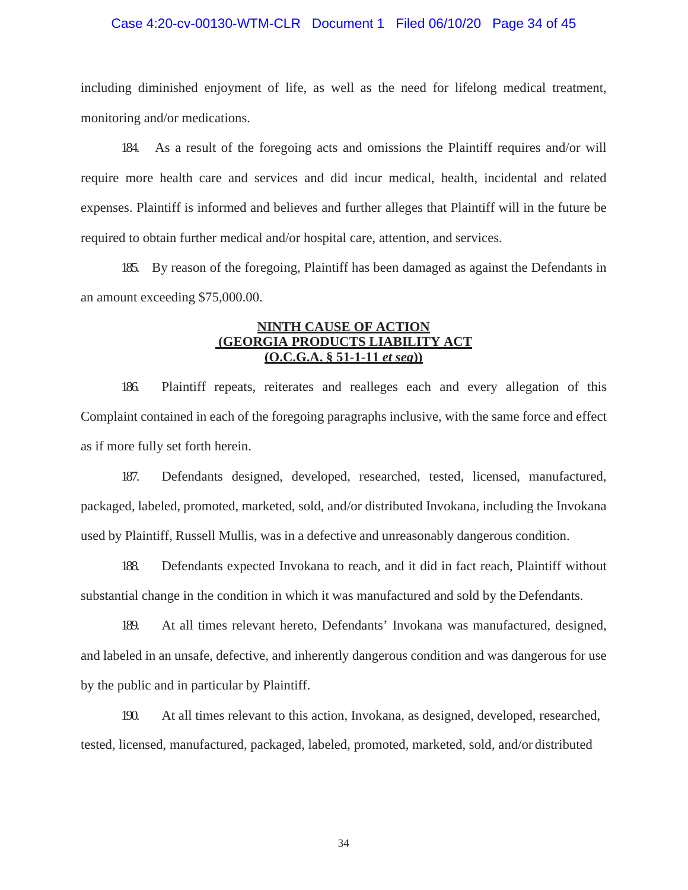including diminished enjoyment of life, as well as the need for lifelong medical treatment, monitoring and/or medications.

184. As a result of the foregoing acts and omissions the Plaintiff requires and/or will require more health care and services and did incur medical, health, incidental and related expenses. Plaintiff is informed and believes and further alleges that Plaintiff will in the future be required to obtain further medical and/or hospital care, attention, and services.

185. By reason of the foregoing, Plaintiff has been damaged as against the Defendants in an amount exceeding $75,000.00.

## NINTH CAUSE OF ACTION (GEORGIA PRODUCTS LIABILITY ACT (O.C.G.A. § 51-1-11 *et seq*))

186. Plaintiff repeats, reiterates and realleges each and every allegation of this Complaint contained in each of the foregoing paragraphs inclusive, with the same force and effect as if more fully set forth herein.

187. Defendants designed, developed, researched, tested, licensed, manufactured, packaged, labeled, promoted, marketed, sold, and/or distributed Invokana, including the Invokana used by Plaintiff, Russell Mullis, was in a defective and unreasonably dangerous condition.

188. Defendants expected Invokana to reach, and it did in fact reach, Plaintiff without substantial change in the condition in which it was manufactured and sold by the Defendants.

189. At all times relevant hereto, Defendants' Invokana was manufactured, designed, and labeled in an unsafe, defective, and inherently dangerous condition and was dangerous for use by the public and in particular by Plaintiff.

190. At all times relevant to this action, Invokana, as designed, developed, researched, tested, licensed, manufactured, packaged, labeled, promoted, marketed, sold, and/or distributed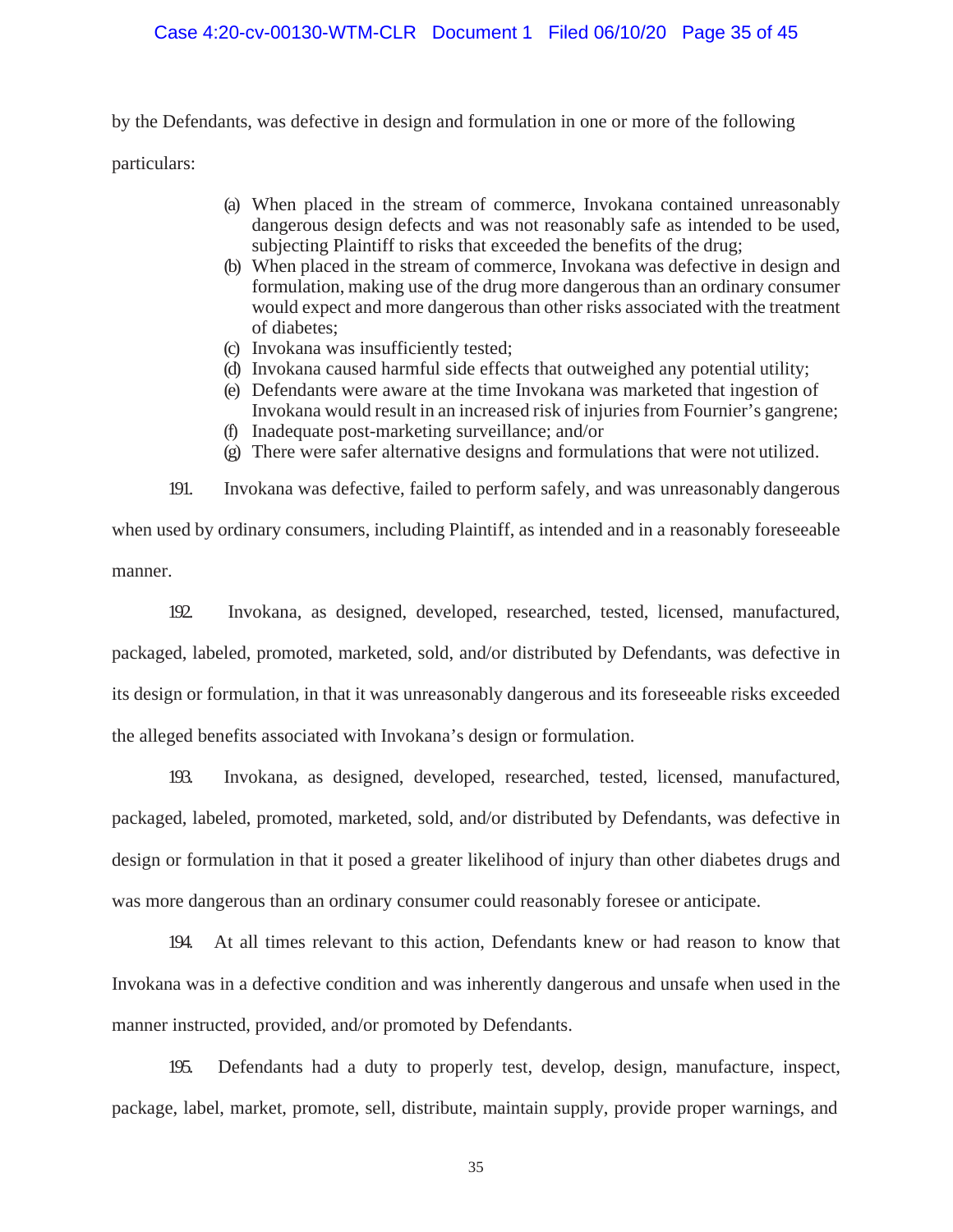by the Defendants, was defective in design and formulation in one or more of the following particulars:

(a) When placed in the stream of commerce, Invokana contained unreasonably dangerous design defects and was not reasonably safe as intended to be used, subjecting Plaintiff to risks that exceeded the benefits of the drug;
(b) When placed in the stream of commerce, Invokana was defective in design and formulation, making use of the drug more dangerous than an ordinary consumer would expect and more dangerous than other risks associated with the treatment of diabetes;
(c) Invokana was insufficiently tested;
(d) Invokana caused harmful side effects that outweighed any potential utility;
(e) Defendants were aware at the time Invokana was marketed that ingestion of Invokana would result in an increased risk of injuries from Fournier's gangrene;
(f) Inadequate post-marketing surveillance; and/or
(g) There were safer alternative designs and formulations that were not utilized.

191. Invokana was defective, failed to perform safely, and was unreasonably dangerous when used by ordinary consumers, including Plaintiff, as intended and in a reasonably foreseeable manner.

192. Invokana, as designed, developed, researched, tested, licensed, manufactured, packaged, labeled, promoted, marketed, sold, and/or distributed by Defendants, was defective in its design or formulation, in that it was unreasonably dangerous and its foreseeable risks exceeded the alleged benefits associated with Invokana's design or formulation.

193. Invokana, as designed, developed, researched, tested, licensed, manufactured, packaged, labeled, promoted, marketed, sold, and/or distributed by Defendants, was defective in design or formulation in that it posed a greater likelihood of injury than other diabetes drugs and was more dangerous than an ordinary consumer could reasonably foresee or anticipate.

194. At all times relevant to this action, Defendants knew or had reason to know that Invokana was in a defective condition and was inherently dangerous and unsafe when used in the manner instructed, provided, and/or promoted by Defendants.

195. Defendants had a duty to properly test, develop, design, manufacture, inspect, package, label, market, promote, sell, distribute, maintain supply, provide proper warnings, and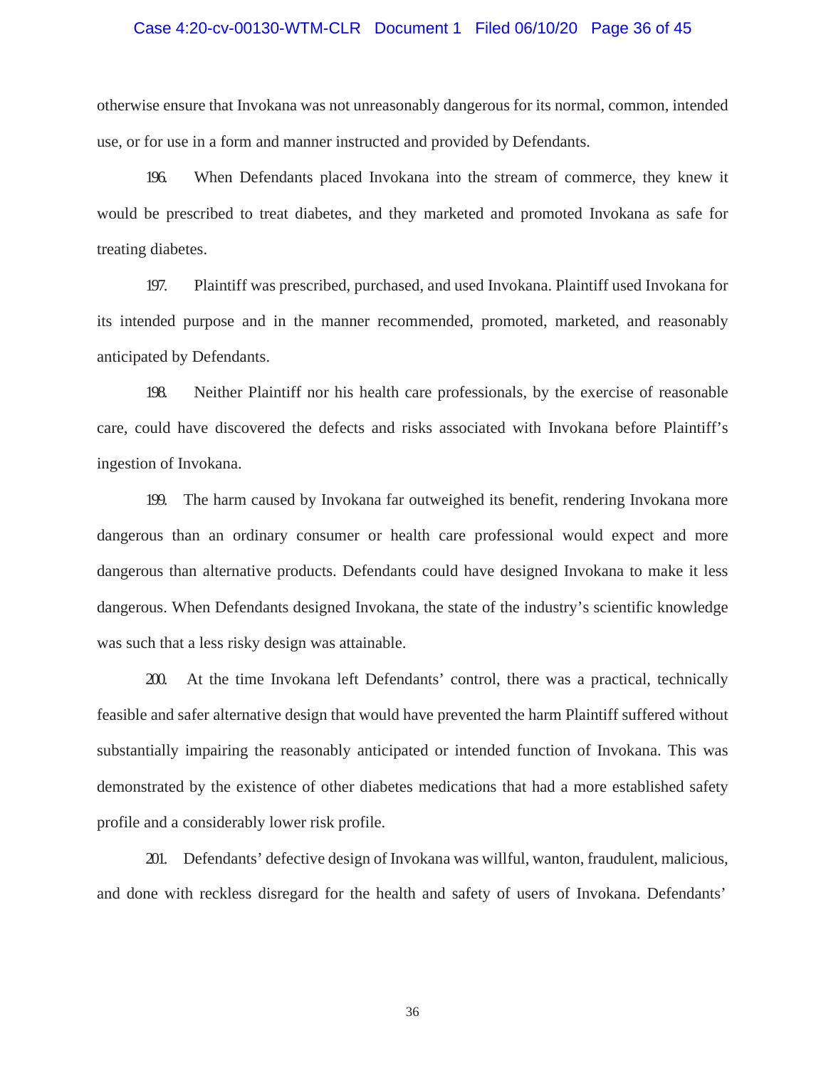otherwise ensure that Invokana was not unreasonably dangerous for its normal, common, intended use, or for use in a form and manner instructed and provided by Defendants.

196. When Defendants placed Invokana into the stream of commerce, they knew it would be prescribed to treat diabetes, and they marketed and promoted Invokana as safe for treating diabetes.

197. Plaintiff was prescribed, purchased, and used Invokana. Plaintiff used Invokana for its intended purpose and in the manner recommended, promoted, marketed, and reasonably anticipated by Defendants.

198. Neither Plaintiff nor his health care professionals, by the exercise of reasonable care, could have discovered the defects and risks associated with Invokana before Plaintiff's ingestion of Invokana.

199. The harm caused by Invokana far outweighed its benefit, rendering Invokana more dangerous than an ordinary consumer or health care professional would expect and more dangerous than alternative products. Defendants could have designed Invokana to make it less dangerous. When Defendants designed Invokana, the state of the industry's scientific knowledge was such that a less risky design was attainable.

200. At the time Invokana left Defendants' control, there was a practical, technically feasible and safer alternative design that would have prevented the harm Plaintiff suffered without substantially impairing the reasonably anticipated or intended function of Invokana. This was demonstrated by the existence of other diabetes medications that had a more established safety profile and a considerably lower risk profile.

201. Defendants' defective design of Invokana was willful, wanton, fraudulent, malicious, and done with reckless disregard for the health and safety of users of Invokana. Defendants'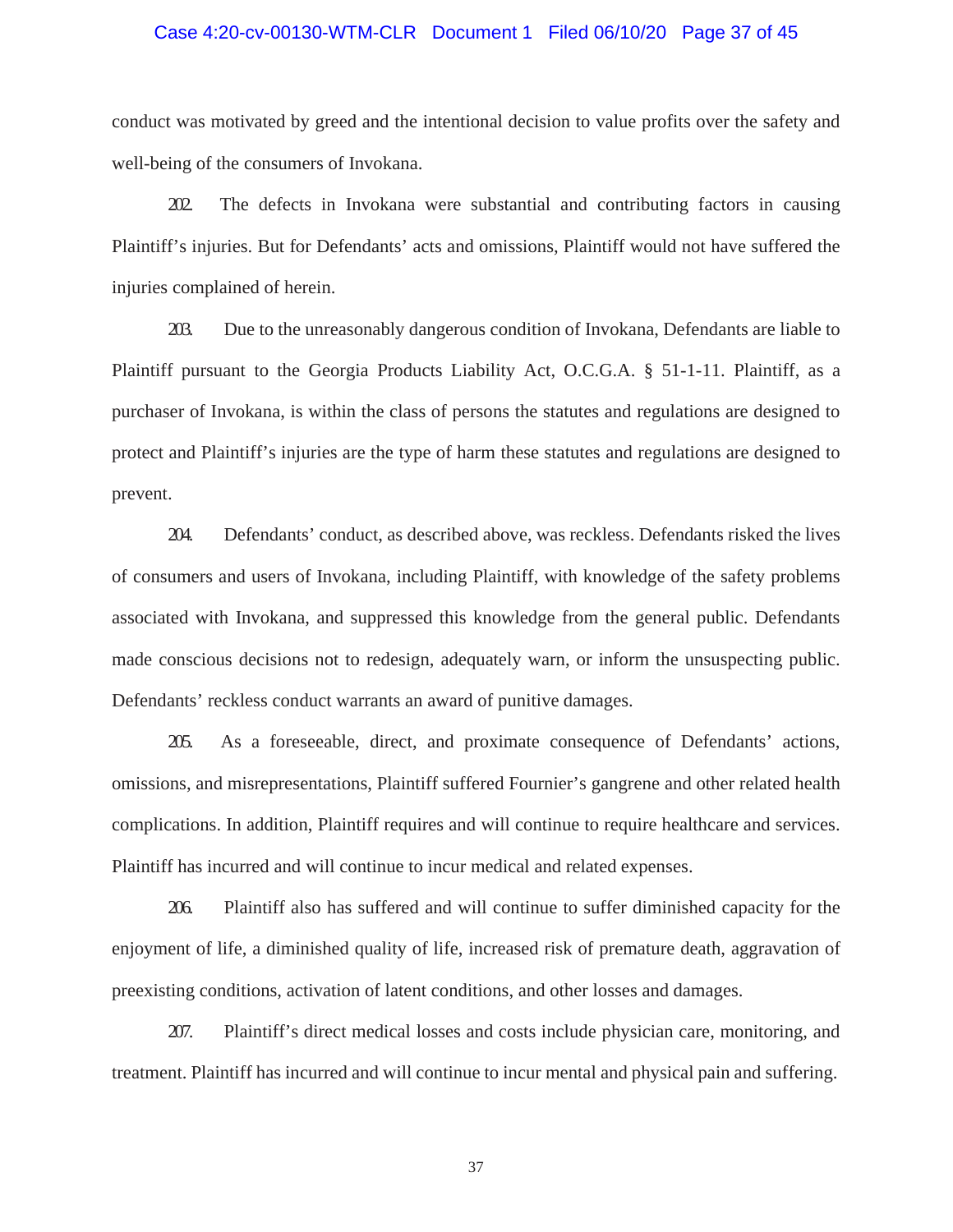conduct was motivated by greed and the intentional decision to value profits over the safety and well-being of the consumers of Invokana.

202. The defects in Invokana were substantial and contributing factors in causing Plaintiff's injuries. But for Defendants' acts and omissions, Plaintiff would not have suffered the injuries complained of herein.

203. Due to the unreasonably dangerous condition of Invokana, Defendants are liable to Plaintiff pursuant to the Georgia Products Liability Act, O.C.G.A. § 51-1-11. Plaintiff, as a purchaser of Invokana, is within the class of persons the statutes and regulations are designed to protect and Plaintiff's injuries are the type of harm these statutes and regulations are designed to prevent.

204. Defendants' conduct, as described above, was reckless. Defendants risked the lives of consumers and users of Invokana, including Plaintiff, with knowledge of the safety problems associated with Invokana, and suppressed this knowledge from the general public. Defendants made conscious decisions not to redesign, adequately warn, or inform the unsuspecting public. Defendants' reckless conduct warrants an award of punitive damages.

205. As a foreseeable, direct, and proximate consequence of Defendants' actions, omissions, and misrepresentations, Plaintiff suffered Fournier's gangrene and other related health complications. In addition, Plaintiff requires and will continue to require healthcare and services. Plaintiff has incurred and will continue to incur medical and related expenses.

206. Plaintiff also has suffered and will continue to suffer diminished capacity for the enjoyment of life, a diminished quality of life, increased risk of premature death, aggravation of preexisting conditions, activation of latent conditions, and other losses and damages.

207. Plaintiff's direct medical losses and costs include physician care, monitoring, and treatment. Plaintiff has incurred and will continue to incur mental and physical pain and suffering.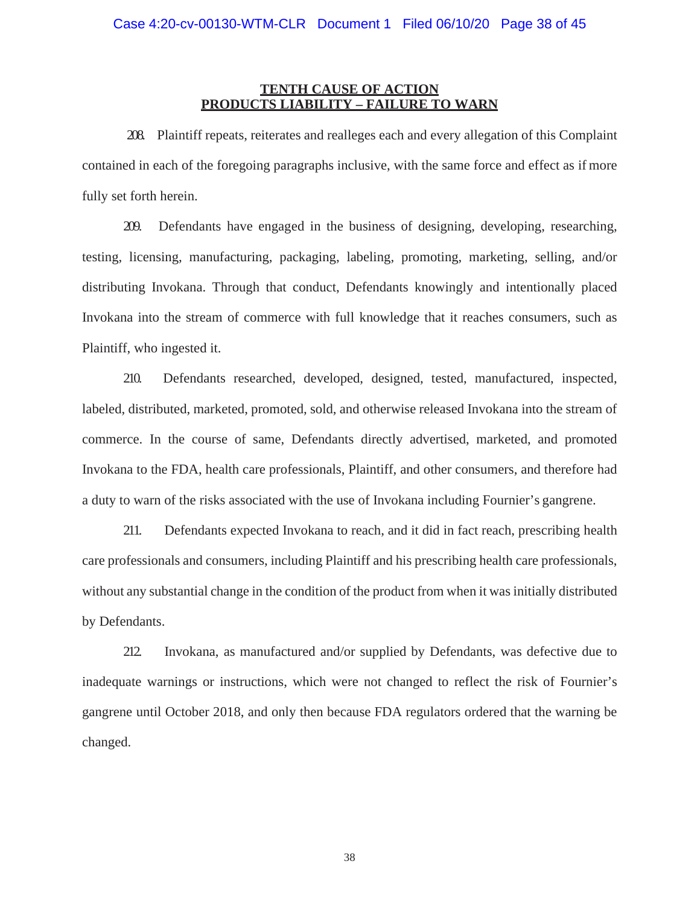## TENTH CAUSE OF ACTION
## PRODUCTS LIABILITY – FAILURE TO WARN

208. Plaintiff repeats, reiterates and realleges each and every allegation of this Complaint contained in each of the foregoing paragraphs inclusive, with the same force and effect as if more fully set forth herein.

209. Defendants have engaged in the business of designing, developing, researching, testing, licensing, manufacturing, packaging, labeling, promoting, marketing, selling, and/or distributing Invokana. Through that conduct, Defendants knowingly and intentionally placed Invokana into the stream of commerce with full knowledge that it reaches consumers, such as Plaintiff, who ingested it.

210. Defendants researched, developed, designed, tested, manufactured, inspected, labeled, distributed, marketed, promoted, sold, and otherwise released Invokana into the stream of commerce. In the course of same, Defendants directly advertised, marketed, and promoted Invokana to the FDA, health care professionals, Plaintiff, and other consumers, and therefore had a duty to warn of the risks associated with the use of Invokana including Fournier's gangrene.

211. Defendants expected Invokana to reach, and it did in fact reach, prescribing health care professionals and consumers, including Plaintiff and his prescribing health care professionals, without any substantial change in the condition of the product from when it was initially distributed by Defendants.

212. Invokana, as manufactured and/or supplied by Defendants, was defective due to inadequate warnings or instructions, which were not changed to reflect the risk of Fournier's gangrene until October 2018, and only then because FDA regulators ordered that the warning be changed.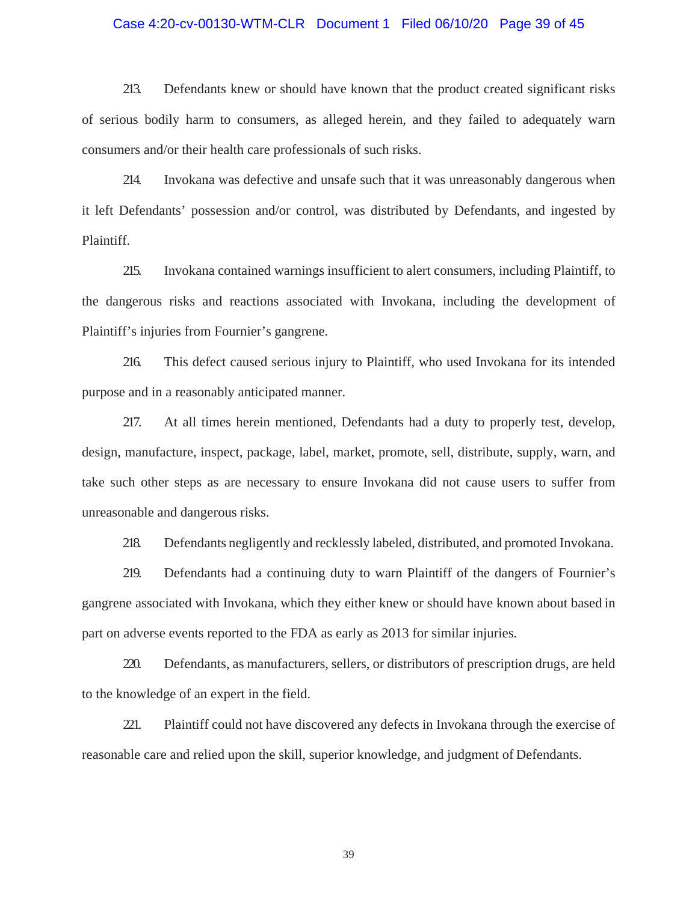213. Defendants knew or should have known that the product created significant risks of serious bodily harm to consumers, as alleged herein, and they failed to adequately warn consumers and/or their health care professionals of such risks.

214. Invokana was defective and unsafe such that it was unreasonably dangerous when it left Defendants' possession and/or control, was distributed by Defendants, and ingested by Plaintiff.

215. Invokana contained warnings insufficient to alert consumers, including Plaintiff, to the dangerous risks and reactions associated with Invokana, including the development of Plaintiff's injuries from Fournier's gangrene.

216. This defect caused serious injury to Plaintiff, who used Invokana for its intended purpose and in a reasonably anticipated manner.

217. At all times herein mentioned, Defendants had a duty to properly test, develop, design, manufacture, inspect, package, label, market, promote, sell, distribute, supply, warn, and take such other steps as are necessary to ensure Invokana did not cause users to suffer from unreasonable and dangerous risks.

218. Defendants negligently and recklessly labeled, distributed, and promoted Invokana.

219. Defendants had a continuing duty to warn Plaintiff of the dangers of Fournier's gangrene associated with Invokana, which they either knew or should have known about based in part on adverse events reported to the FDA as early as 2013 for similar injuries.

220. Defendants, as manufacturers, sellers, or distributors of prescription drugs, are held to the knowledge of an expert in the field.

221. Plaintiff could not have discovered any defects in Invokana through the exercise of reasonable care and relied upon the skill, superior knowledge, and judgment of Defendants.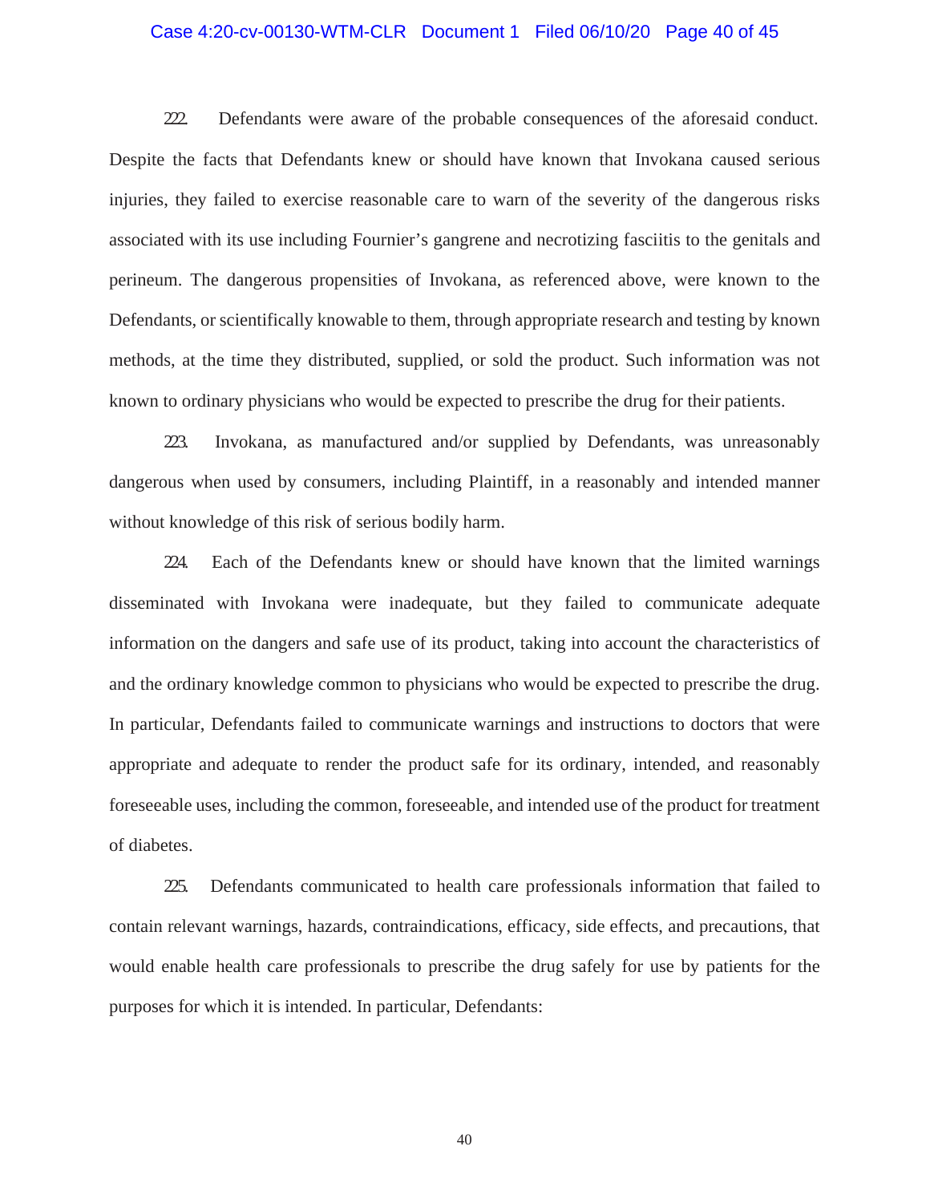222. Defendants were aware of the probable consequences of the aforesaid conduct. Despite the facts that Defendants knew or should have known that Invokana caused serious injuries, they failed to exercise reasonable care to warn of the severity of the dangerous risks associated with its use including Fournier's gangrene and necrotizing fasciitis to the genitals and perineum. The dangerous propensities of Invokana, as referenced above, were known to the Defendants, or scientifically knowable to them, through appropriate research and testing by known methods, at the time they distributed, supplied, or sold the product. Such information was not known to ordinary physicians who would be expected to prescribe the drug for their patients.

223. Invokana, as manufactured and/or supplied by Defendants, was unreasonably dangerous when used by consumers, including Plaintiff, in a reasonably and intended manner without knowledge of this risk of serious bodily harm.

224. Each of the Defendants knew or should have known that the limited warnings disseminated with Invokana were inadequate, but they failed to communicate adequate information on the dangers and safe use of its product, taking into account the characteristics of and the ordinary knowledge common to physicians who would be expected to prescribe the drug. In particular, Defendants failed to communicate warnings and instructions to doctors that were appropriate and adequate to render the product safe for its ordinary, intended, and reasonably foreseeable uses, including the common, foreseeable, and intended use of the product for treatment of diabetes.

225. Defendants communicated to health care professionals information that failed to contain relevant warnings, hazards, contraindications, efficacy, side effects, and precautions, that would enable health care professionals to prescribe the drug safely for use by patients for the purposes for which it is intended. In particular, Defendants: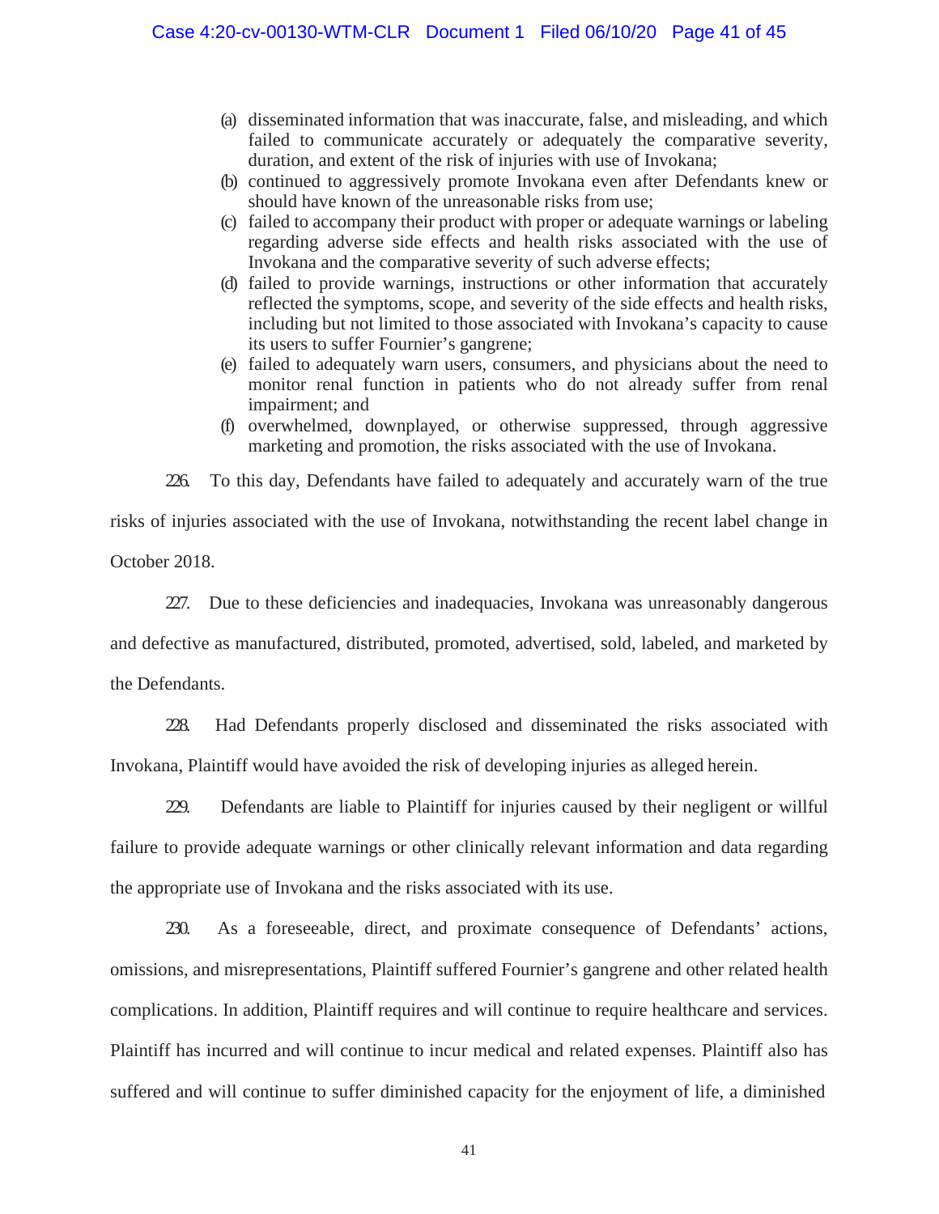(a) disseminated information that was inaccurate, false, and misleading, and which failed to communicate accurately or adequately the comparative severity, duration, and extent of the risk of injuries with use of Invokana;
(b) continued to aggressively promote Invokana even after Defendants knew or should have known of the unreasonable risks from use;
(c) failed to accompany their product with proper or adequate warnings or labeling regarding adverse side effects and health risks associated with the use of Invokana and the comparative severity of such adverse effects;
(d) failed to provide warnings, instructions or other information that accurately reflected the symptoms, scope, and severity of the side effects and health risks, including but not limited to those associated with Invokana's capacity to cause its users to suffer Fournier's gangrene;
(e) failed to adequately warn users, consumers, and physicians about the need to monitor renal function in patients who do not already suffer from renal impairment; and
(f) overwhelmed, downplayed, or otherwise suppressed, through aggressive marketing and promotion, the risks associated with the use of Invokana.

226. To this day, Defendants have failed to adequately and accurately warn of the true risks of injuries associated with the use of Invokana, notwithstanding the recent label change in October 2018.

227. Due to these deficiencies and inadequacies, Invokana was unreasonably dangerous and defective as manufactured, distributed, promoted, advertised, sold, labeled, and marketed by the Defendants.

228. Had Defendants properly disclosed and disseminated the risks associated with Invokana, Plaintiff would have avoided the risk of developing injuries as alleged herein.

229. Defendants are liable to Plaintiff for injuries caused by their negligent or willful failure to provide adequate warnings or other clinically relevant information and data regarding the appropriate use of Invokana and the risks associated with its use.

230. As a foreseeable, direct, and proximate consequence of Defendants' actions, omissions, and misrepresentations, Plaintiff suffered Fournier's gangrene and other related health complications. In addition, Plaintiff requires and will continue to require healthcare and services. Plaintiff has incurred and will continue to incur medical and related expenses. Plaintiff also has suffered and will continue to suffer diminished capacity for the enjoyment of life, a diminished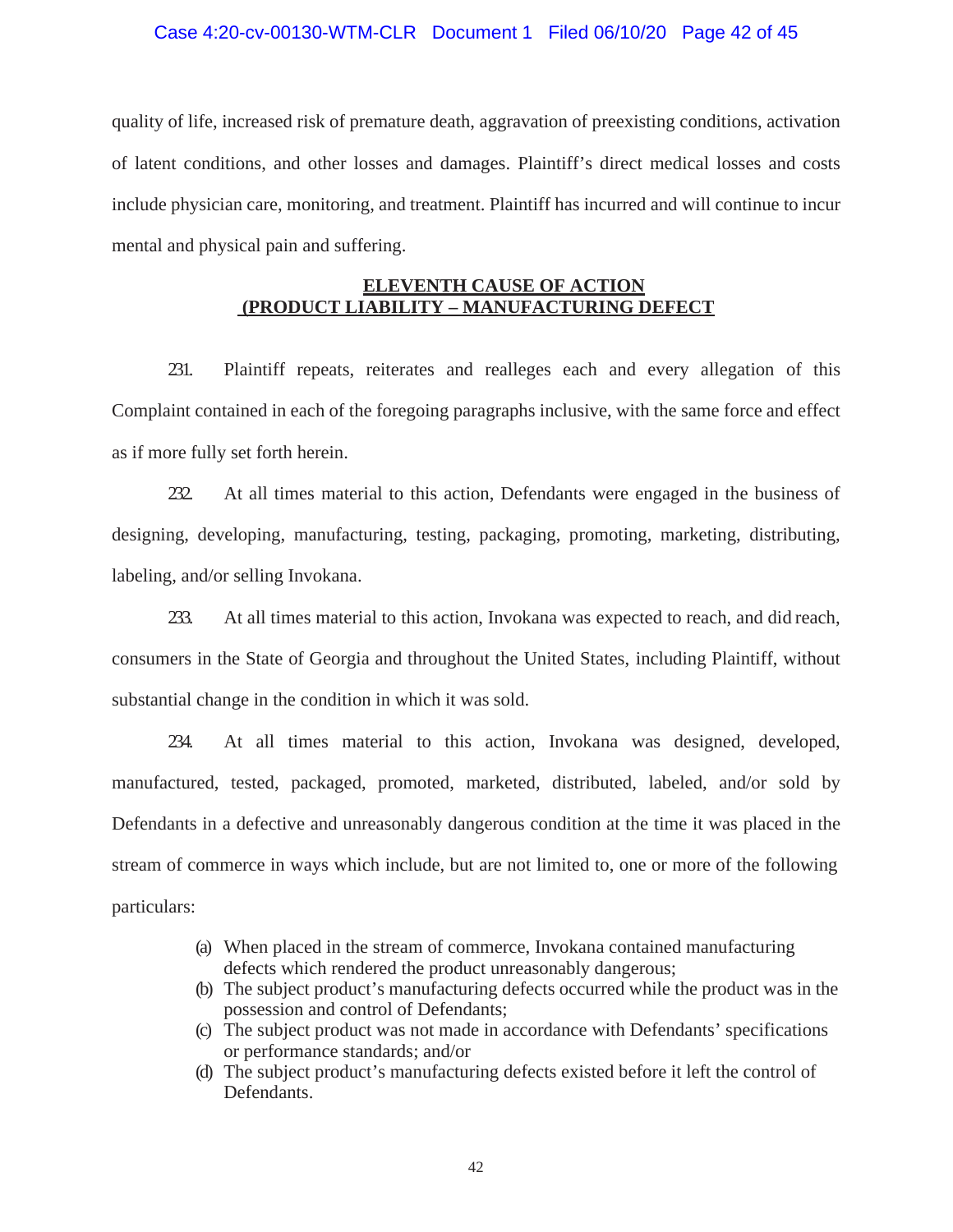quality of life, increased risk of premature death, aggravation of preexisting conditions, activation of latent conditions, and other losses and damages. Plaintiff's direct medical losses and costs include physician care, monitoring, and treatment. Plaintiff has incurred and will continue to incur mental and physical pain and suffering.

## ELEVENTH CAUSE OF ACTION (PRODUCT LIABILITY – MANUFACTURING DEFECT

231. Plaintiff repeats, reiterates and realleges each and every allegation of this Complaint contained in each of the foregoing paragraphs inclusive, with the same force and effect as if more fully set forth herein.

232. At all times material to this action, Defendants were engaged in the business of designing, developing, manufacturing, testing, packaging, promoting, marketing, distributing, labeling, and/or selling Invokana.

233. At all times material to this action, Invokana was expected to reach, and did reach, consumers in the State of Georgia and throughout the United States, including Plaintiff, without substantial change in the condition in which it was sold.

234. At all times material to this action, Invokana was designed, developed, manufactured, tested, packaged, promoted, marketed, distributed, labeled, and/or sold by Defendants in a defective and unreasonably dangerous condition at the time it was placed in the stream of commerce in ways which include, but are not limited to, one or more of the following particulars:

(a) When placed in the stream of commerce, Invokana contained manufacturing defects which rendered the product unreasonably dangerous;
(b) The subject product's manufacturing defects occurred while the product was in the possession and control of Defendants;
(c) The subject product was not made in accordance with Defendants' specifications or performance standards; and/or
(d) The subject product's manufacturing defects existed before it left the control of Defendants.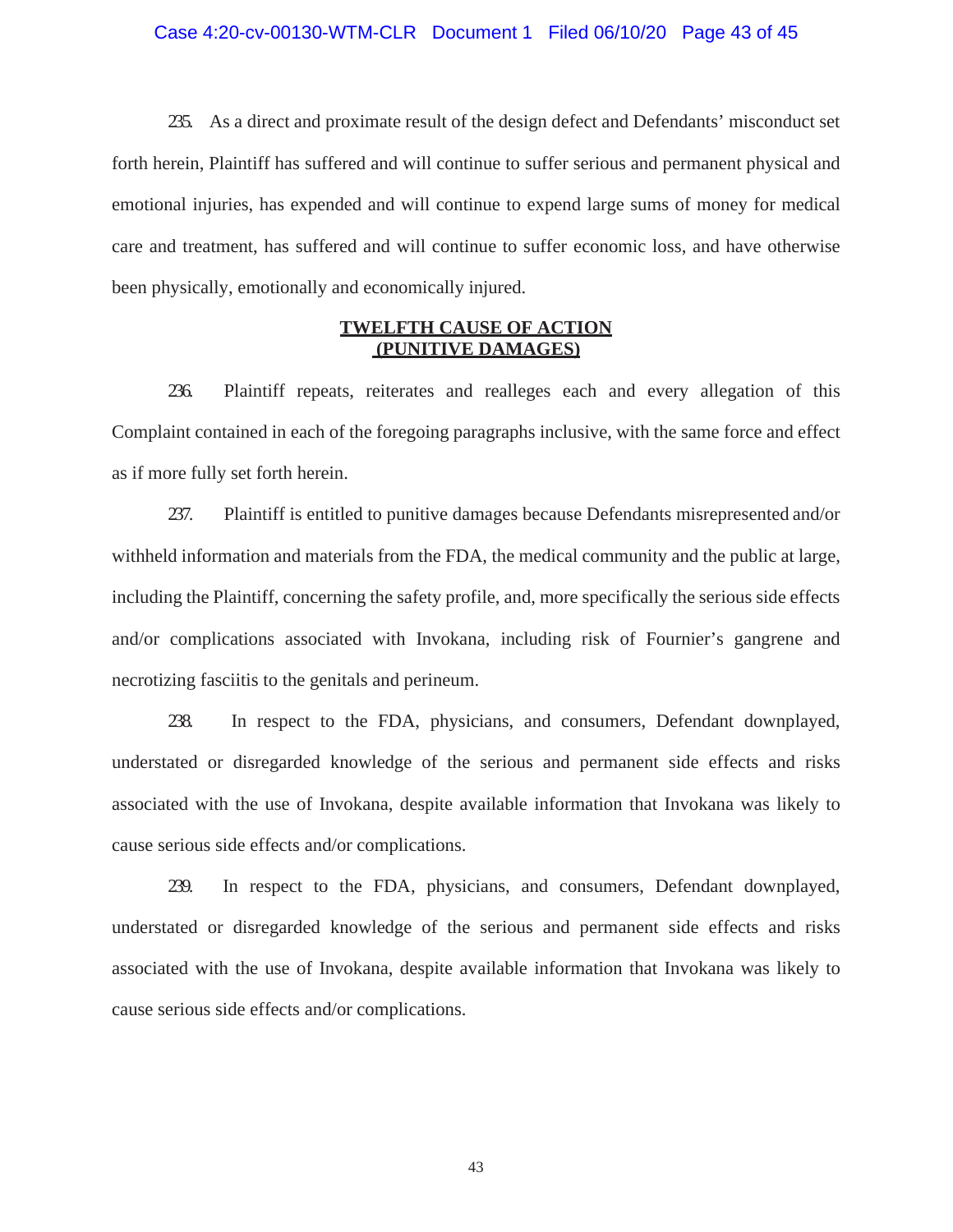235. As a direct and proximate result of the design defect and Defendants' misconduct set forth herein, Plaintiff has suffered and will continue to suffer serious and permanent physical and emotional injuries, has expended and will continue to expend large sums of money for medical care and treatment, has suffered and will continue to suffer economic loss, and have otherwise been physically, emotionally and economically injured.

**TWELFTH CAUSE OF ACTION**
**(PUNITIVE DAMAGES)**

236. Plaintiff repeats, reiterates and realleges each and every allegation of this Complaint contained in each of the foregoing paragraphs inclusive, with the same force and effect as if more fully set forth herein.

237. Plaintiff is entitled to punitive damages because Defendants misrepresented and/or withheld information and materials from the FDA, the medical community and the public at large, including the Plaintiff, concerning the safety profile, and, more specifically the serious side effects and/or complications associated with Invokana, including risk of Fournier's gangrene and necrotizing fasciitis to the genitals and perineum.

238. In respect to the FDA, physicians, and consumers, Defendant downplayed, understated or disregarded knowledge of the serious and permanent side effects and risks associated with the use of Invokana, despite available information that Invokana was likely to cause serious side effects and/or complications.

239. In respect to the FDA, physicians, and consumers, Defendant downplayed, understated or disregarded knowledge of the serious and permanent side effects and risks associated with the use of Invokana, despite available information that Invokana was likely to cause serious side effects and/or complications.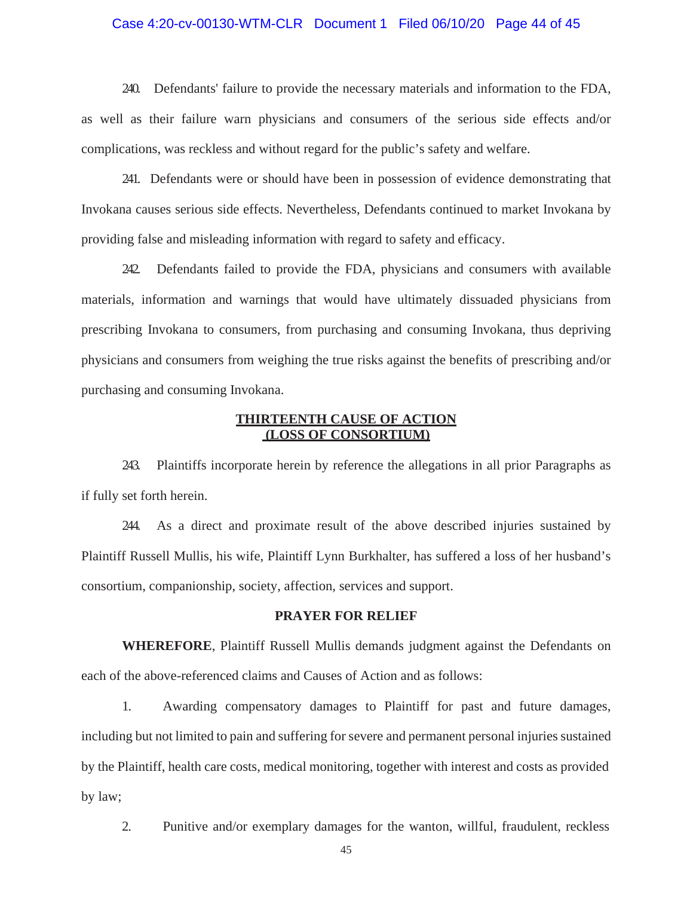240. Defendants' failure to provide the necessary materials and information to the FDA, as well as their failure warn physicians and consumers of the serious side effects and/or complications, was reckless and without regard for the public's safety and welfare.

241. Defendants were or should have been in possession of evidence demonstrating that Invokana causes serious side effects. Nevertheless, Defendants continued to market Invokana by providing false and misleading information with regard to safety and efficacy.

242. Defendants failed to provide the FDA, physicians and consumers with available materials, information and warnings that would have ultimately dissuaded physicians from prescribing Invokana to consumers, from purchasing and consuming Invokana, thus depriving physicians and consumers from weighing the true risks against the benefits of prescribing and/or purchasing and consuming Invokana.

## THIRTEENTH CAUSE OF ACTION (LOSS OF CONSORTIUM)

243. Plaintiffs incorporate herein by reference the allegations in all prior Paragraphs as if fully set forth herein.

244. As a direct and proximate result of the above described injuries sustained by Plaintiff Russell Mullis, his wife, Plaintiff Lynn Burkhalter, has suffered a loss of her husband's consortium, companionship, society, affection, services and support.

## PRAYER FOR RELIEF

**WHEREFORE**, Plaintiff Russell Mullis demands judgment against the Defendants on each of the above-referenced claims and Causes of Action and as follows:

1. Awarding compensatory damages to Plaintiff for past and future damages, including but not limited to pain and suffering for severe and permanent personal injuries sustained by the Plaintiff, health care costs, medical monitoring, together with interest and costs as provided by law;

2. Punitive and/or exemplary damages for the wanton, willful, fraudulent, reckless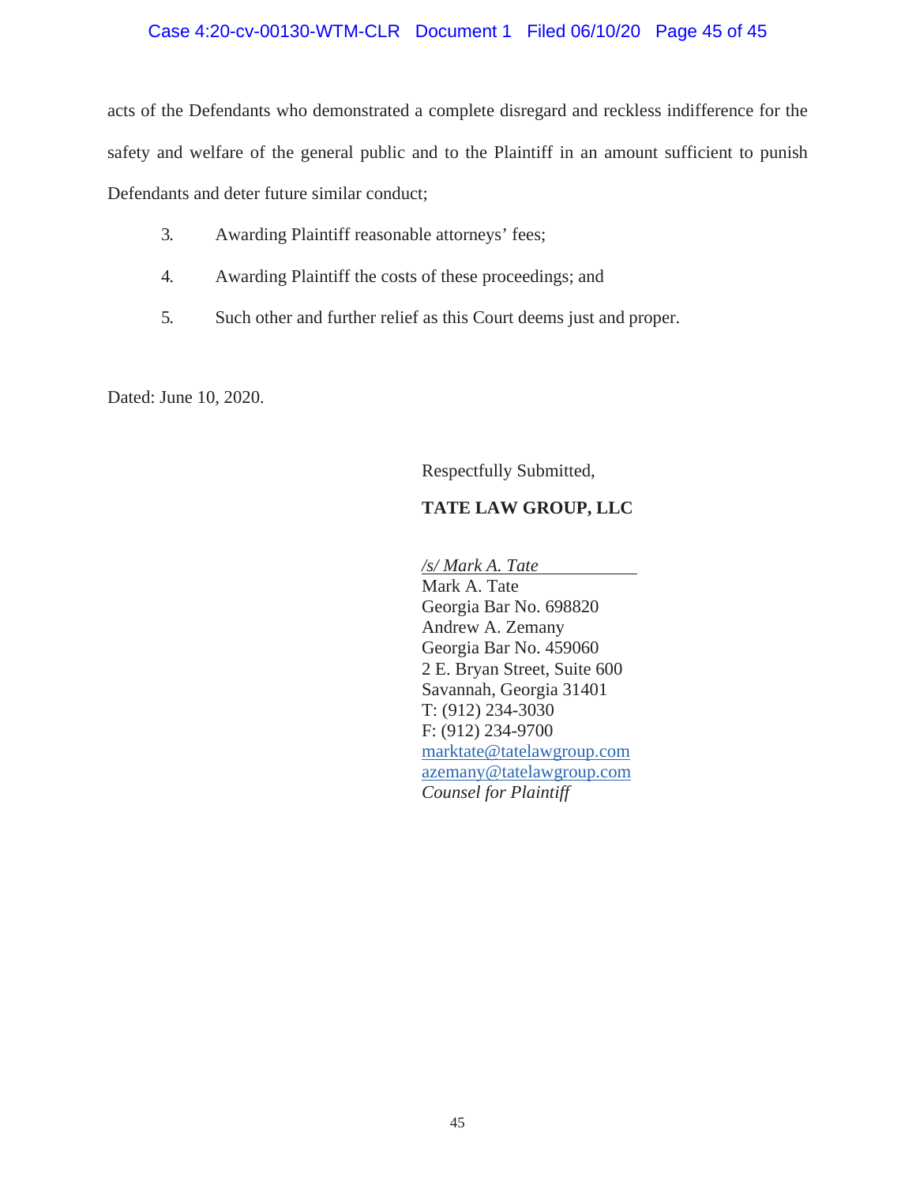acts of the Defendants who demonstrated a complete disregard and reckless indifference for the safety and welfare of the general public and to the Plaintiff in an amount sufficient to punish Defendants and deter future similar conduct;

3. Awarding Plaintiff reasonable attorneys' fees;

4. Awarding Plaintiff the costs of these proceedings; and

5. Such other and further relief as this Court deems just and proper.

Dated: June 10, 2020.

Respectfully Submitted,

**TATE LAW GROUP, LLC**

*/s/ Mark A. Tate*
Mark A. Tate
Georgia Bar No. 698820
Andrew A. Zemany
Georgia Bar No. 459060
2 E. Bryan Street, Suite 600
Savannah, Georgia 31401
T: (912) 234-3030
F: (912) 234-9700
marktate@tatelawgroup.com
azemany@tatelawgroup.com
*Counsel for Plaintiff*